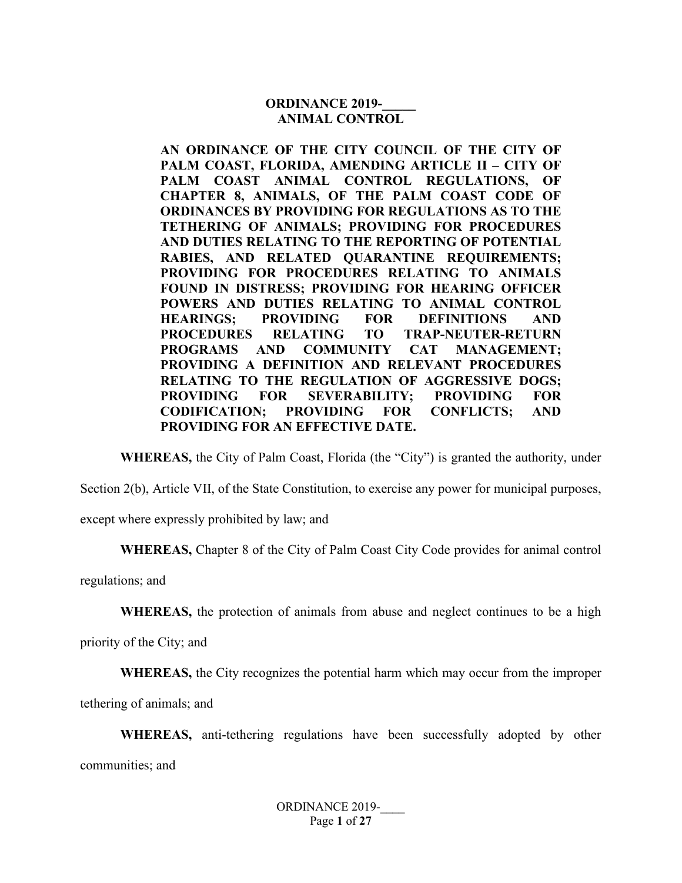# ORDINANCE 2019-_____
# ANIMAL CONTROL

**AN ORDINANCE OF THE CITY COUNCIL OF THE CITY OF PALM COAST, FLORIDA, AMENDING ARTICLE II – CITY OF PALM COAST ANIMAL CONTROL REGULATIONS, OF CHAPTER 8, ANIMALS, OF THE PALM COAST CODE OF ORDINANCES BY PROVIDING FOR REGULATIONS AS TO THE TETHERING OF ANIMALS; PROVIDING FOR PROCEDURES AND DUTIES RELATING TO THE REPORTING OF POTENTIAL RABIES, AND RELATED QUARANTINE REQUIREMENTS; PROVIDING FOR PROCEDURES RELATING TO ANIMALS FOUND IN DISTRESS; PROVIDING FOR HEARING OFFICER POWERS AND DUTIES RELATING TO ANIMAL CONTROL HEARINGS; PROVIDING FOR DEFINITIONS AND PROCEDURES RELATING TO TRAP-NEUTER-RETURN PROGRAMS AND COMMUNITY CAT MANAGEMENT; PROVIDING A DEFINITION AND RELEVANT PROCEDURES RELATING TO THE REGULATION OF AGGRESSIVE DOGS; PROVIDING FOR SEVERABILITY; PROVIDING FOR CODIFICATION; PROVIDING FOR CONFLICTS; AND PROVIDING FOR AN EFFECTIVE DATE.**

**WHEREAS,** the City of Palm Coast, Florida (the "City") is granted the authority, under Section 2(b), Article VII, of the State Constitution, to exercise any power for municipal purposes, except where expressly prohibited by law; and

**WHEREAS,** Chapter 8 of the City of Palm Coast City Code provides for animal control regulations; and

**WHEREAS,** the protection of animals from abuse and neglect continues to be a high priority of the City; and

**WHEREAS,** the City recognizes the potential harm which may occur from the improper tethering of animals; and

**WHEREAS,** anti-tethering regulations have been successfully adopted by other communities; and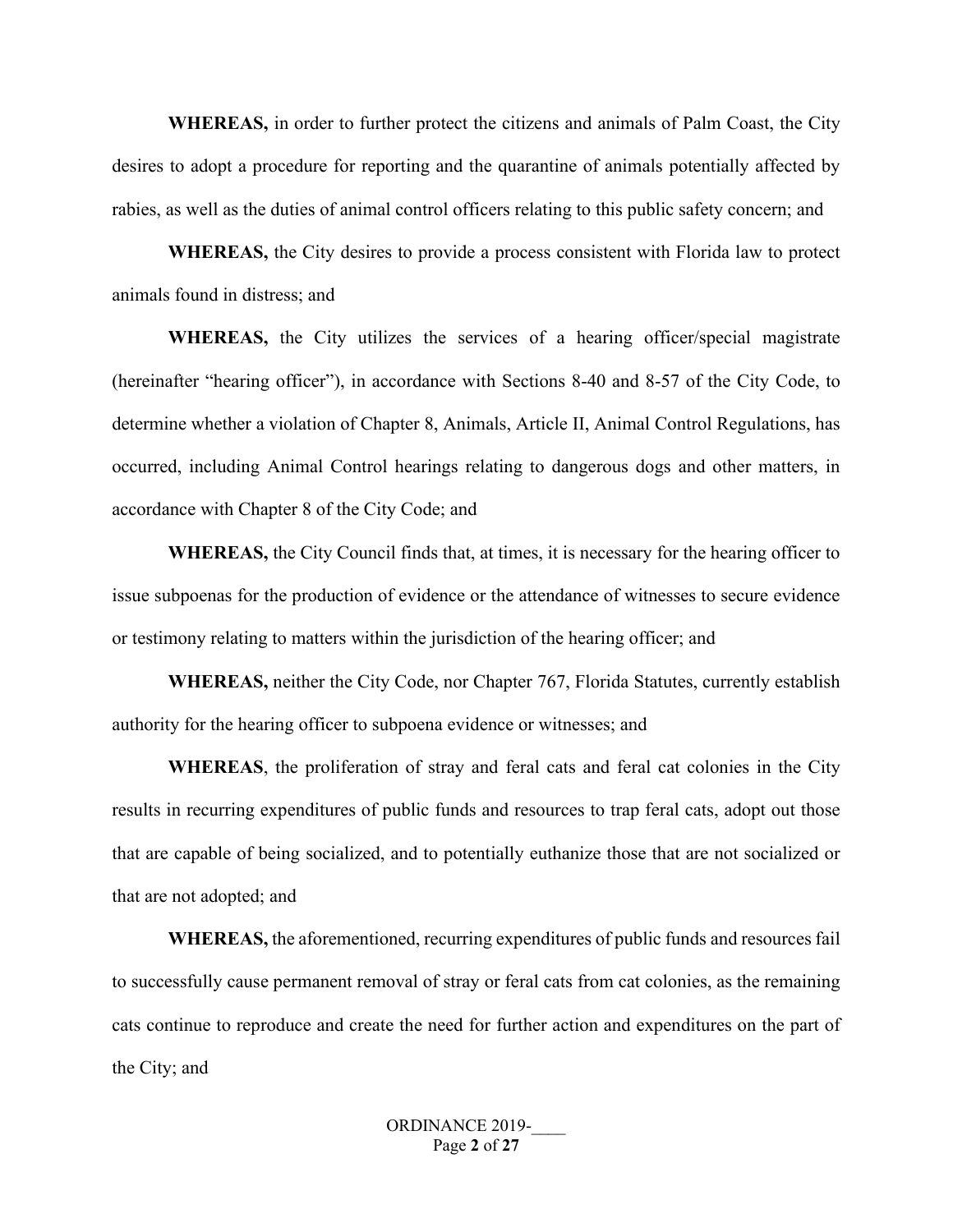**WHEREAS,** in order to further protect the citizens and animals of Palm Coast, the City desires to adopt a procedure for reporting and the quarantine of animals potentially affected by rabies, as well as the duties of animal control officers relating to this public safety concern; and

**WHEREAS,** the City desires to provide a process consistent with Florida law to protect animals found in distress; and

**WHEREAS,** the City utilizes the services of a hearing officer/special magistrate (hereinafter "hearing officer"), in accordance with Sections 8-40 and 8-57 of the City Code, to determine whether a violation of Chapter 8, Animals, Article II, Animal Control Regulations, has occurred, including Animal Control hearings relating to dangerous dogs and other matters, in accordance with Chapter 8 of the City Code; and

**WHEREAS,** the City Council finds that, at times, it is necessary for the hearing officer to issue subpoenas for the production of evidence or the attendance of witnesses to secure evidence or testimony relating to matters within the jurisdiction of the hearing officer; and

**WHEREAS,** neither the City Code, nor Chapter 767, Florida Statutes, currently establish authority for the hearing officer to subpoena evidence or witnesses; and

**WHEREAS**, the proliferation of stray and feral cats and feral cat colonies in the City results in recurring expenditures of public funds and resources to trap feral cats, adopt out those that are capable of being socialized, and to potentially euthanize those that are not socialized or that are not adopted; and

**WHEREAS,** the aforementioned, recurring expenditures of public funds and resources fail to successfully cause permanent removal of stray or feral cats from cat colonies, as the remaining cats continue to reproduce and create the need for further action and expenditures on the part of the City; and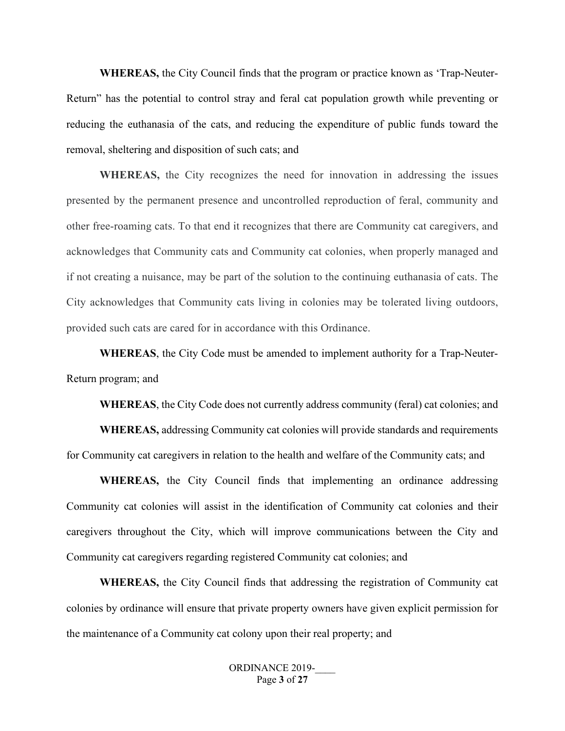**WHEREAS,** the City Council finds that the program or practice known as 'Trap-Neuter-Return" has the potential to control stray and feral cat population growth while preventing or reducing the euthanasia of the cats, and reducing the expenditure of public funds toward the removal, sheltering and disposition of such cats; and

**WHEREAS,** the City recognizes the need for innovation in addressing the issues presented by the permanent presence and uncontrolled reproduction of feral, community and other free-roaming cats. To that end it recognizes that there are Community cat caregivers, and acknowledges that Community cats and Community cat colonies, when properly managed and if not creating a nuisance, may be part of the solution to the continuing euthanasia of cats. The City acknowledges that Community cats living in colonies may be tolerated living outdoors, provided such cats are cared for in accordance with this Ordinance.

**WHEREAS**, the City Code must be amended to implement authority for a Trap-Neuter-Return program; and

**WHEREAS**, the City Code does not currently address community (feral) cat colonies; and

**WHEREAS,** addressing Community cat colonies will provide standards and requirements for Community cat caregivers in relation to the health and welfare of the Community cats; and

**WHEREAS,** the City Council finds that implementing an ordinance addressing Community cat colonies will assist in the identification of Community cat colonies and their caregivers throughout the City, which will improve communications between the City and Community cat caregivers regarding registered Community cat colonies; and

**WHEREAS,** the City Council finds that addressing the registration of Community cat colonies by ordinance will ensure that private property owners have given explicit permission for the maintenance of a Community cat colony upon their real property; and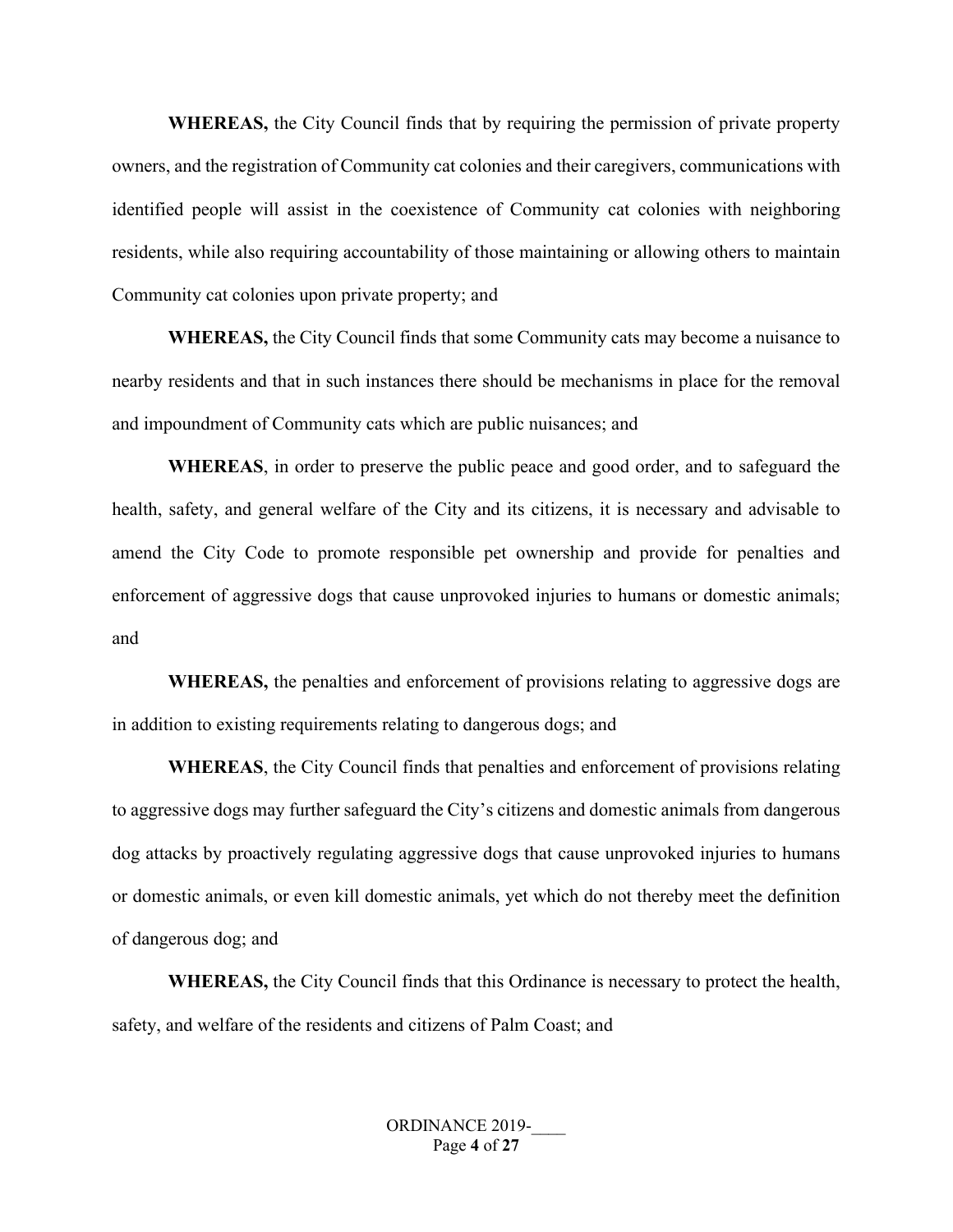**WHEREAS,** the City Council finds that by requiring the permission of private property owners, and the registration of Community cat colonies and their caregivers, communications with identified people will assist in the coexistence of Community cat colonies with neighboring residents, while also requiring accountability of those maintaining or allowing others to maintain Community cat colonies upon private property; and

**WHEREAS,** the City Council finds that some Community cats may become a nuisance to nearby residents and that in such instances there should be mechanisms in place for the removal and impoundment of Community cats which are public nuisances; and

**WHEREAS**, in order to preserve the public peace and good order, and to safeguard the health, safety, and general welfare of the City and its citizens, it is necessary and advisable to amend the City Code to promote responsible pet ownership and provide for penalties and enforcement of aggressive dogs that cause unprovoked injuries to humans or domestic animals; and

**WHEREAS,** the penalties and enforcement of provisions relating to aggressive dogs are in addition to existing requirements relating to dangerous dogs; and

**WHEREAS**, the City Council finds that penalties and enforcement of provisions relating to aggressive dogs may further safeguard the City's citizens and domestic animals from dangerous dog attacks by proactively regulating aggressive dogs that cause unprovoked injuries to humans or domestic animals, or even kill domestic animals, yet which do not thereby meet the definition of dangerous dog; and

**WHEREAS,** the City Council finds that this Ordinance is necessary to protect the health, safety, and welfare of the residents and citizens of Palm Coast; and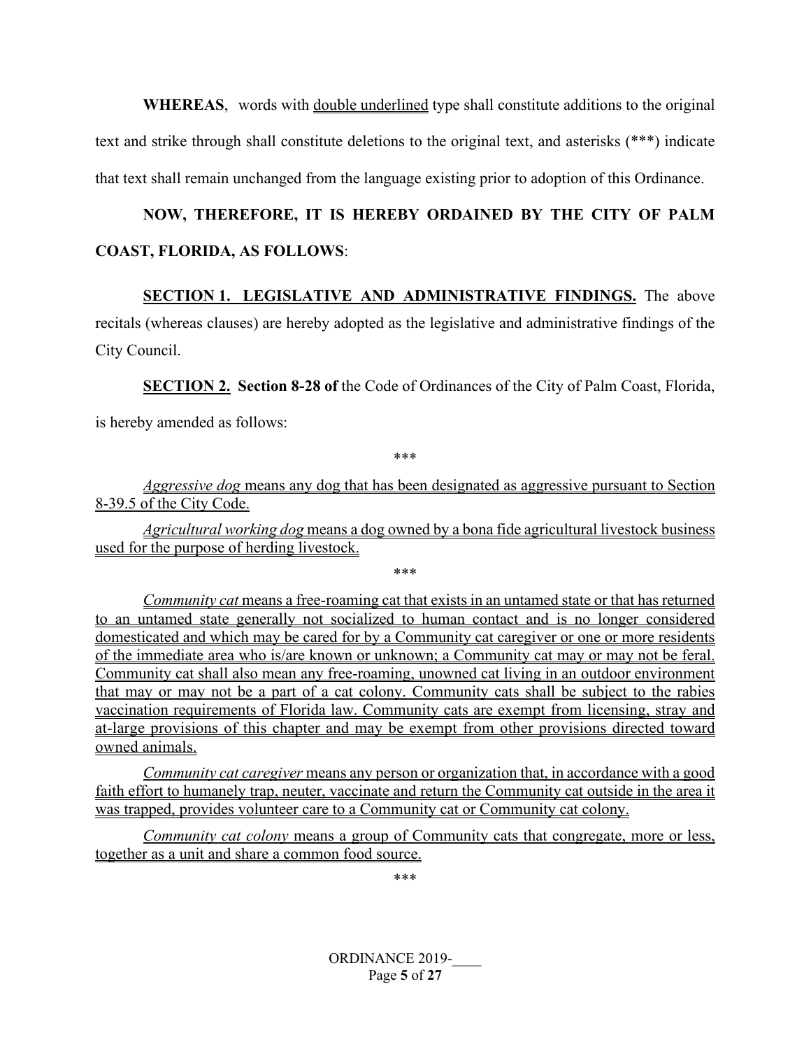**WHEREAS**, words with double underlined type shall constitute additions to the original text and strike through shall constitute deletions to the original text, and asterisks (***) indicate that text shall remain unchanged from the language existing prior to adoption of this Ordinance.

**NOW, THEREFORE, IT IS HEREBY ORDAINED BY THE CITY OF PALM COAST, FLORIDA, AS FOLLOWS**:

**SECTION 1. LEGISLATIVE AND ADMINISTRATIVE FINDINGS.** The above recitals (whereas clauses) are hereby adopted as the legislative and administrative findings of the City Council.

**SECTION 2. Section 8-28 of** the Code of Ordinances of the City of Palm Coast, Florida, is hereby amended as follows:

***

*Aggressive dog* means any dog that has been designated as aggressive pursuant to Section 8-39.5 of the City Code.

*Agricultural working dog* means a dog owned by a bona fide agricultural livestock business used for the purpose of herding livestock.

***

*Community cat* means a free-roaming cat that exists in an untamed state or that has returned to an untamed state generally not socialized to human contact and is no longer considered domesticated and which may be cared for by a Community cat caregiver or one or more residents of the immediate area who is/are known or unknown; a Community cat may or may not be feral. Community cat shall also mean any free-roaming, unowned cat living in an outdoor environment that may or may not be a part of a cat colony. Community cats shall be subject to the rabies vaccination requirements of Florida law. Community cats are exempt from licensing, stray and at-large provisions of this chapter and may be exempt from other provisions directed toward owned animals.

*Community cat caregiver* means any person or organization that, in accordance with a good faith effort to humanely trap, neuter, vaccinate and return the Community cat outside in the area it was trapped, provides volunteer care to a Community cat or Community cat colony.

*Community cat colony* means a group of Community cats that congregate, more or less, together as a unit and share a common food source.

***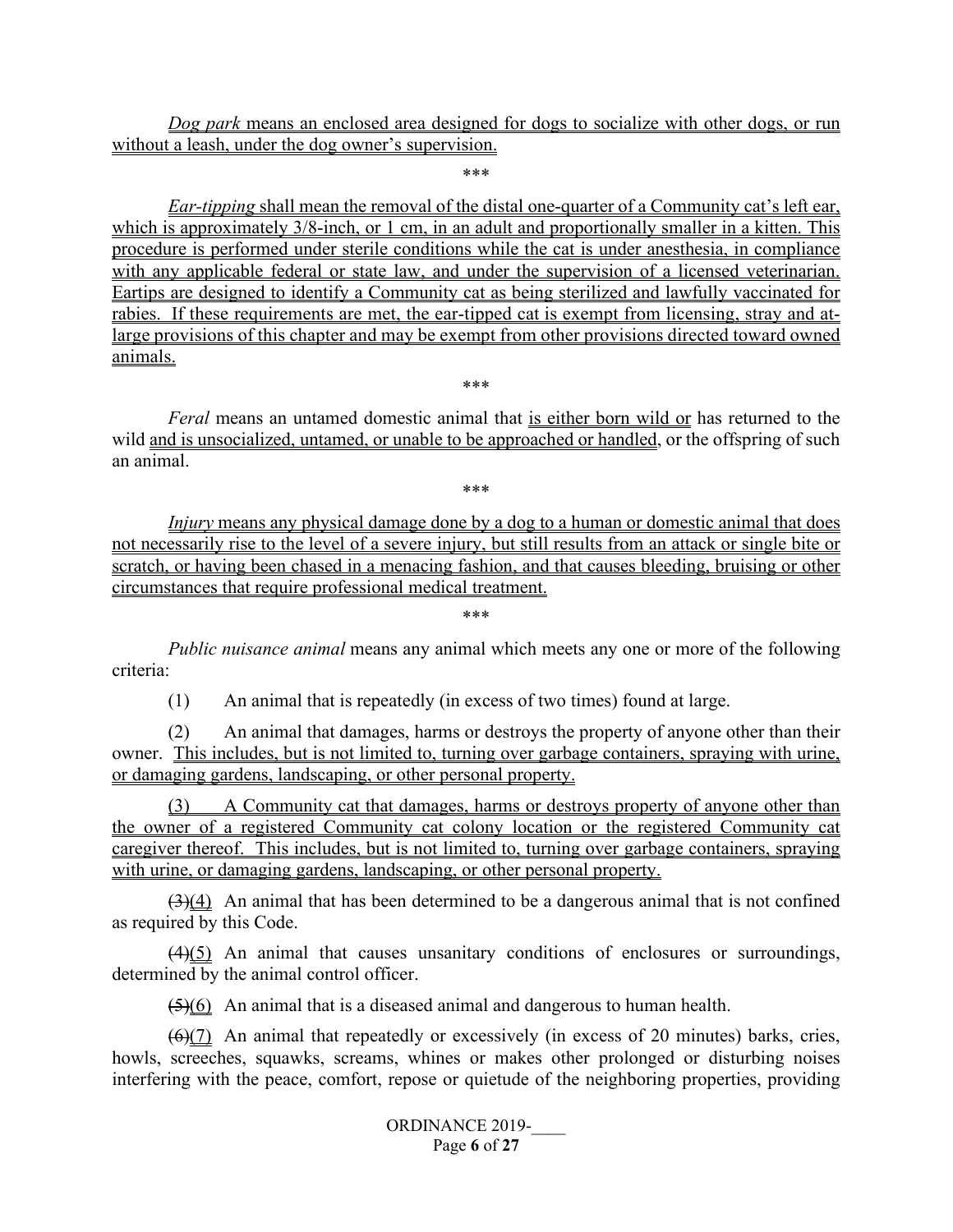*<u>Dog park</u>* <u>means an enclosed area designed for dogs to socialize with other dogs, or run without a leash, under the dog owner's supervision.</u>

\*\*\*

*<u>Ear-tipping</u>* <u>shall mean the removal of the distal one-quarter of a Community cat's left ear, which is approximately 3/8-inch, or 1 cm, in an adult and proportionally smaller in a kitten. This procedure is performed under sterile conditions while the cat is under anesthesia, in compliance with any applicable federal or state law, and under the supervision of a licensed veterinarian. Eartips are designed to identify a Community cat as being sterilized and lawfully vaccinated for rabies. If these requirements are met, the ear-tipped cat is exempt from licensing, stray and at-large provisions of this chapter and may be exempt from other provisions directed toward owned animals.</u>

\*\*\*

*Feral* means an untamed domestic animal that <u>is either born wild or</u> has returned to the wild <u>and is unsocialized, untamed, or unable to be approached or handled</u>, or the offspring of such an animal.

\*\*\*

*<u>Injury</u>* <u>means any physical damage done by a dog to a human or domestic animal that does not necessarily rise to the level of a severe injury, but still results from an attack or single bite or scratch, or having been chased in a menacing fashion, and that causes bleeding, bruising or other circumstances that require professional medical treatment.</u>

\*\*\*

*Public nuisance animal* means any animal which meets any one or more of the following criteria:

(1) An animal that is repeatedly (in excess of two times) found at large.

(2) An animal that damages, harms or destroys the property of anyone other than their owner. <u>This includes, but is not limited to, turning over garbage containers, spraying with urine, or damaging gardens, landscaping, or other personal property.</u>

<u>(3) A Community cat that damages, harms or destroys property of anyone other than the owner of a registered Community cat colony location or the registered Community cat caregiver thereof. This includes, but is not limited to, turning over garbage containers, spraying with urine, or damaging gardens, landscaping, or other personal property.</u>

~~(3)~~<u>(4)</u> An animal that has been determined to be a dangerous animal that is not confined as required by this Code.

~~(4)~~<u>(5)</u> An animal that causes unsanitary conditions of enclosures or surroundings, determined by the animal control officer.

~~(5)~~<u>(6)</u> An animal that is a diseased animal and dangerous to human health.

~~(6)~~<u>(7)</u> An animal that repeatedly or excessively (in excess of 20 minutes) barks, cries, howls, screeches, squawks, screams, whines or makes other prolonged or disturbing noises interfering with the peace, comfort, repose or quietude of the neighboring properties, providing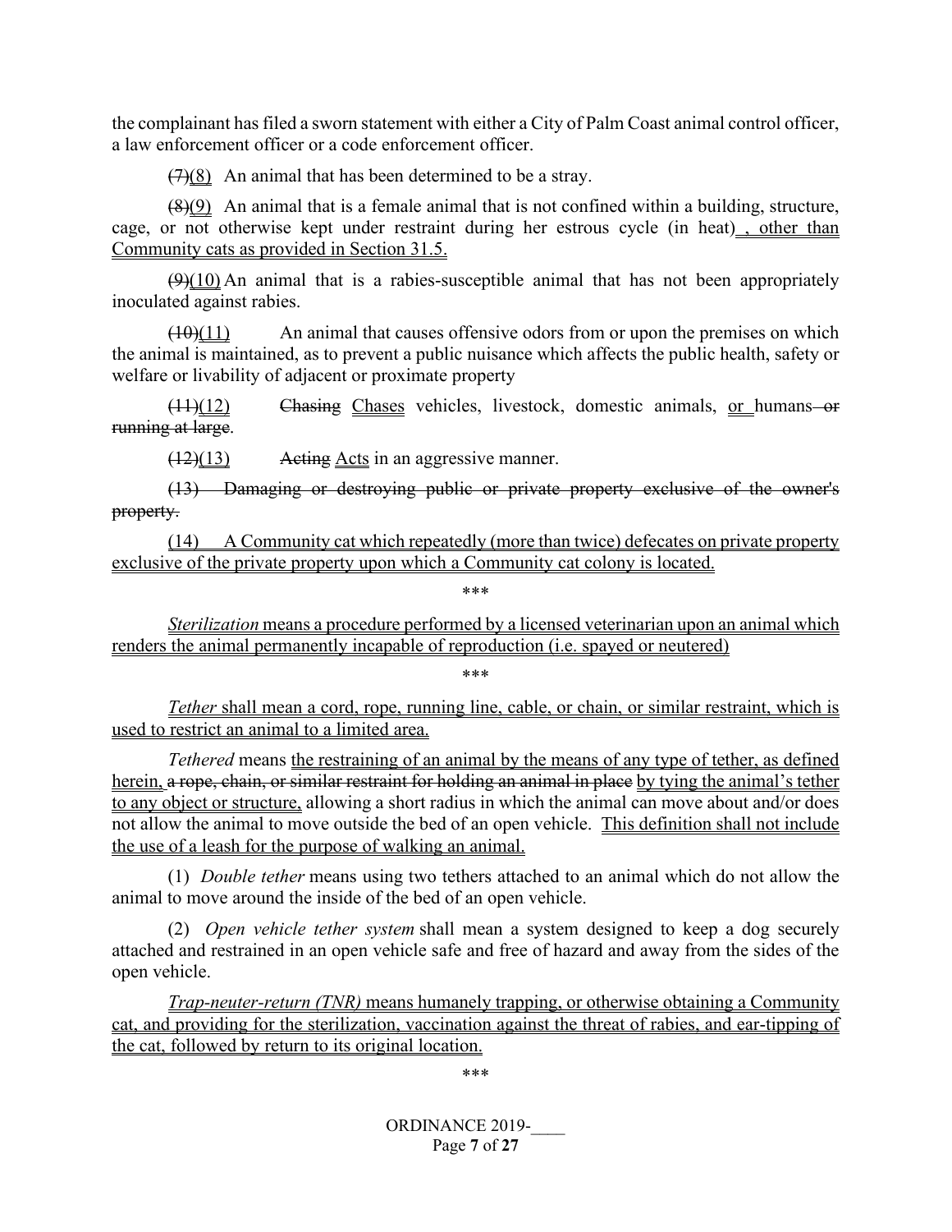the complainant has filed a sworn statement with either a City of Palm Coast animal control officer, a law enforcement officer or a code enforcement officer.

~~(7)~~(8) An animal that has been determined to be a stray.

~~(8)~~(9) An animal that is a female animal that is not confined within a building, structure, cage, or not otherwise kept under restraint during her estrous cycle (in heat) , other than Community cats as provided in Section 31.5.

~~(9)~~(10) An animal that is a rabies-susceptible animal that has not been appropriately inoculated against rabies.

~~(10)~~(11) An animal that causes offensive odors from or upon the premises on which the animal is maintained, as to prevent a public nuisance which affects the public health, safety or welfare or livability of adjacent or proximate property

~~(11)~~(12) ~~Chasing~~ Chases vehicles, livestock, domestic animals, or humans ~~or running at large~~.

~~(12)~~(13) ~~Acting~~ Acts in an aggressive manner.

~~(13) Damaging or destroying public or private property exclusive of the owner's property.~~

(14) A Community cat which repeatedly (more than twice) defecates on private property exclusive of the private property upon which a Community cat colony is located.

\*\*\*

*Sterilization* means a procedure performed by a licensed veterinarian upon an animal which renders the animal permanently incapable of reproduction (i.e. spayed or neutered)

\*\*\*

*Tether* shall mean a cord, rope, running line, cable, or chain, or similar restraint, which is used to restrict an animal to a limited area.

*Tethered* means the restraining of an animal by the means of any type of tether, as defined herein, ~~a rope, chain, or similar restraint for holding an animal in place~~ by tying the animal's tether to any object or structure, allowing a short radius in which the animal can move about and/or does not allow the animal to move outside the bed of an open vehicle. This definition shall not include the use of a leash for the purpose of walking an animal.

(1) *Double tether* means using two tethers attached to an animal which do not allow the animal to move around the inside of the bed of an open vehicle.

(2) *Open vehicle tether system* shall mean a system designed to keep a dog securely attached and restrained in an open vehicle safe and free of hazard and away from the sides of the open vehicle.

*Trap-neuter-return (TNR)* means humanely trapping, or otherwise obtaining a Community cat, and providing for the sterilization, vaccination against the threat of rabies, and ear-tipping of the cat, followed by return to its original location.

\*\*\*

ORDINANCE 2019-\_\_\_\_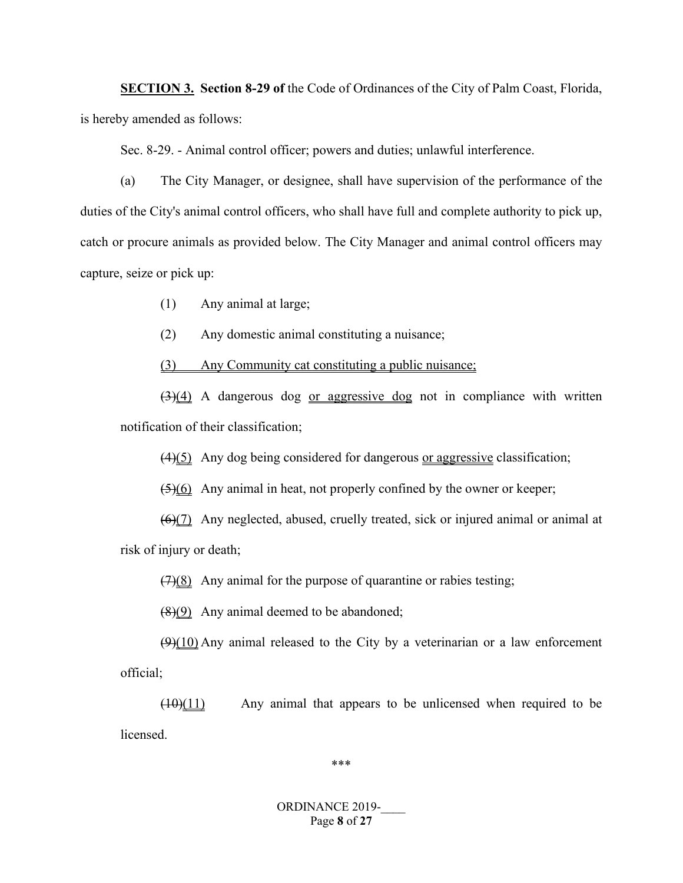**SECTION 3. Section 8-29 of** the Code of Ordinances of the City of Palm Coast, Florida, is hereby amended as follows:

Sec. 8-29. - Animal control officer; powers and duties; unlawful interference.

(a) The City Manager, or designee, shall have supervision of the performance of the duties of the City's animal control officers, who shall have full and complete authority to pick up, catch or procure animals as provided below. The City Manager and animal control officers may capture, seize or pick up:

(1) Any animal at large;

(2) Any domestic animal constituting a nuisance;

<u>(3) Any Community cat constituting a public nuisance;</u>

~~(3)~~<u>(4)</u> A dangerous dog <u>or aggressive dog</u> not in compliance with written notification of their classification;

~~(4)~~<u>(5)</u> Any dog being considered for dangerous <u>or aggressive</u> classification;

~~(5)~~<u>(6)</u> Any animal in heat, not properly confined by the owner or keeper;

~~(6)~~<u>(7)</u> Any neglected, abused, cruelly treated, sick or injured animal or animal at risk of injury or death;

~~(7)~~<u>(8)</u> Any animal for the purpose of quarantine or rabies testing;

~~(8)~~<u>(9)</u> Any animal deemed to be abandoned;

~~(9)~~<u>(10)</u> Any animal released to the City by a veterinarian or a law enforcement official;

~~(10)~~<u>(11)</u> Any animal that appears to be unlicensed when required to be licensed.

\*\*\*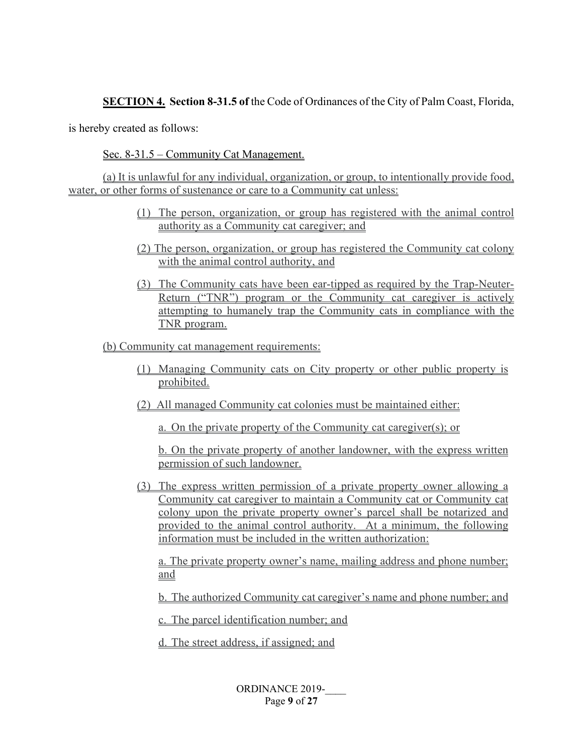**SECTION 4.** **Section 8-31.5 of** the Code of Ordinances of the City of Palm Coast, Florida, is hereby created as follows:

Sec. 8-31.5 – Community Cat Management.

(a) It is unlawful for any individual, organization, or group, to intentionally provide food, water, or other forms of sustenance or care to a Community cat unless:

(1) The person, organization, or group has registered with the animal control authority as a Community cat caregiver; and

(2) The person, organization, or group has registered the Community cat colony with the animal control authority, and

(3) The Community cats have been ear-tipped as required by the Trap-Neuter-Return ("TNR") program or the Community cat caregiver is actively attempting to humanely trap the Community cats in compliance with the TNR program.

(b) Community cat management requirements:

(1) Managing Community cats on City property or other public property is prohibited.

(2) All managed Community cat colonies must be maintained either:

a. On the private property of the Community cat caregiver(s); or

b. On the private property of another landowner, with the express written permission of such landowner.

(3) The express written permission of a private property owner allowing a Community cat caregiver to maintain a Community cat or Community cat colony upon the private property owner's parcel shall be notarized and provided to the animal control authority. At a minimum, the following information must be included in the written authorization:

a. The private property owner's name, mailing address and phone number; and

b. The authorized Community cat caregiver's name and phone number; and

c. The parcel identification number; and

d. The street address, if assigned; and

ORDINANCE 2019-____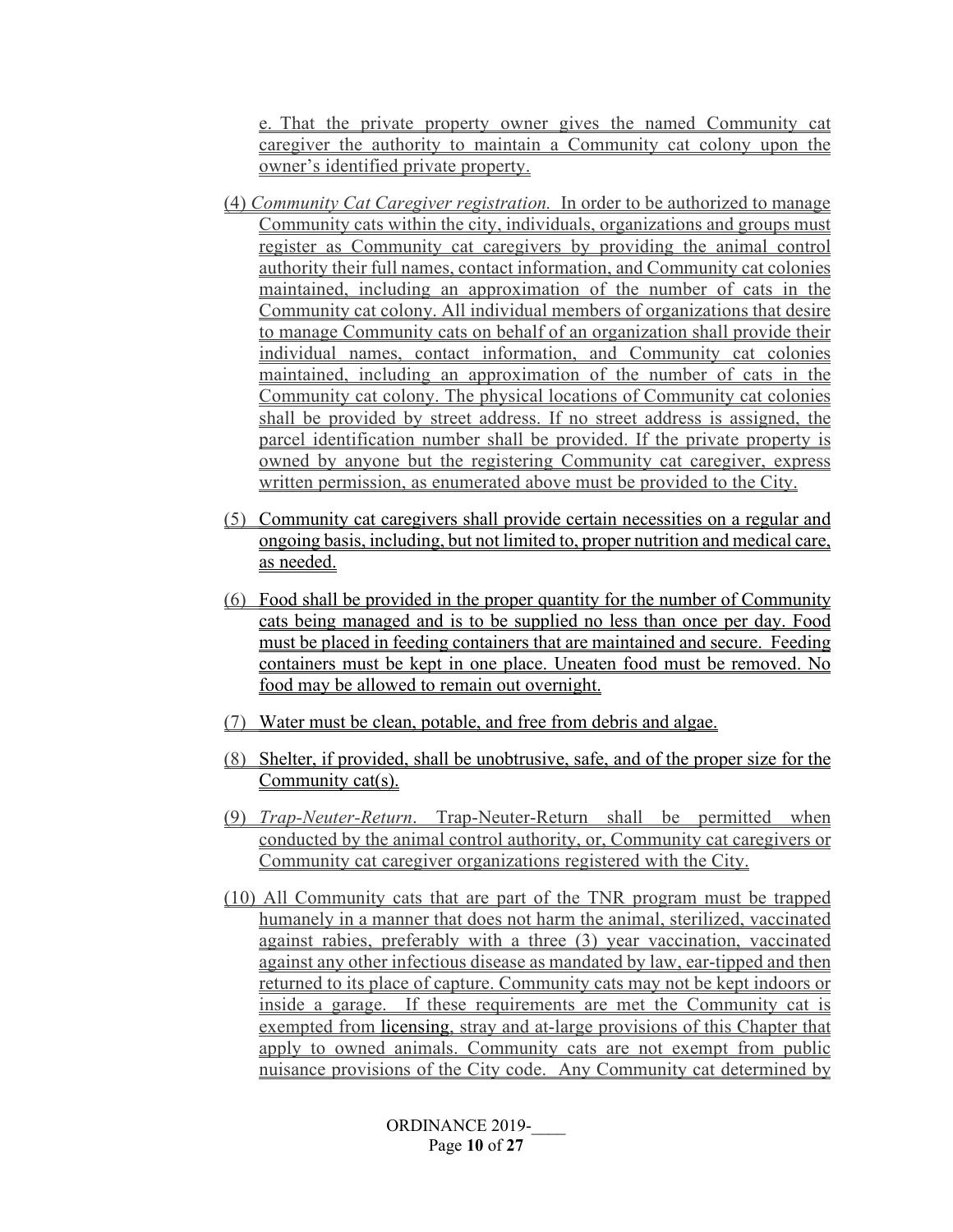e. That the private property owner gives the named Community cat caregiver the authority to maintain a Community cat colony upon the owner's identified private property.

(4) *Community Cat Caregiver registration.* In order to be authorized to manage Community cats within the city, individuals, organizations and groups must register as Community cat caregivers by providing the animal control authority their full names, contact information, and Community cat colonies maintained, including an approximation of the number of cats in the Community cat colony. All individual members of organizations that desire to manage Community cats on behalf of an organization shall provide their individual names, contact information, and Community cat colonies maintained, including an approximation of the number of cats in the Community cat colony. The physical locations of Community cat colonies shall be provided by street address. If no street address is assigned, the parcel identification number shall be provided. If the private property is owned by anyone but the registering Community cat caregiver, express written permission, as enumerated above must be provided to the City.

(5) Community cat caregivers shall provide certain necessities on a regular and ongoing basis, including, but not limited to, proper nutrition and medical care, as needed.

(6) Food shall be provided in the proper quantity for the number of Community cats being managed and is to be supplied no less than once per day. Food must be placed in feeding containers that are maintained and secure. Feeding containers must be kept in one place. Uneaten food must be removed. No food may be allowed to remain out overnight.

(7) Water must be clean, potable, and free from debris and algae.

(8) Shelter, if provided, shall be unobtrusive, safe, and of the proper size for the Community cat(s).

(9) *Trap-Neuter-Return*. Trap-Neuter-Return shall be permitted when conducted by the animal control authority, or, Community cat caregivers or Community cat caregiver organizations registered with the City.

(10) All Community cats that are part of the TNR program must be trapped humanely in a manner that does not harm the animal, sterilized, vaccinated against rabies, preferably with a three (3) year vaccination, vaccinated against any other infectious disease as mandated by law, ear-tipped and then returned to its place of capture. Community cats may not be kept indoors or inside a garage. If these requirements are met the Community cat is exempted from licensing, stray and at-large provisions of this Chapter that apply to owned animals. Community cats are not exempt from public nuisance provisions of the City code. Any Community cat determined by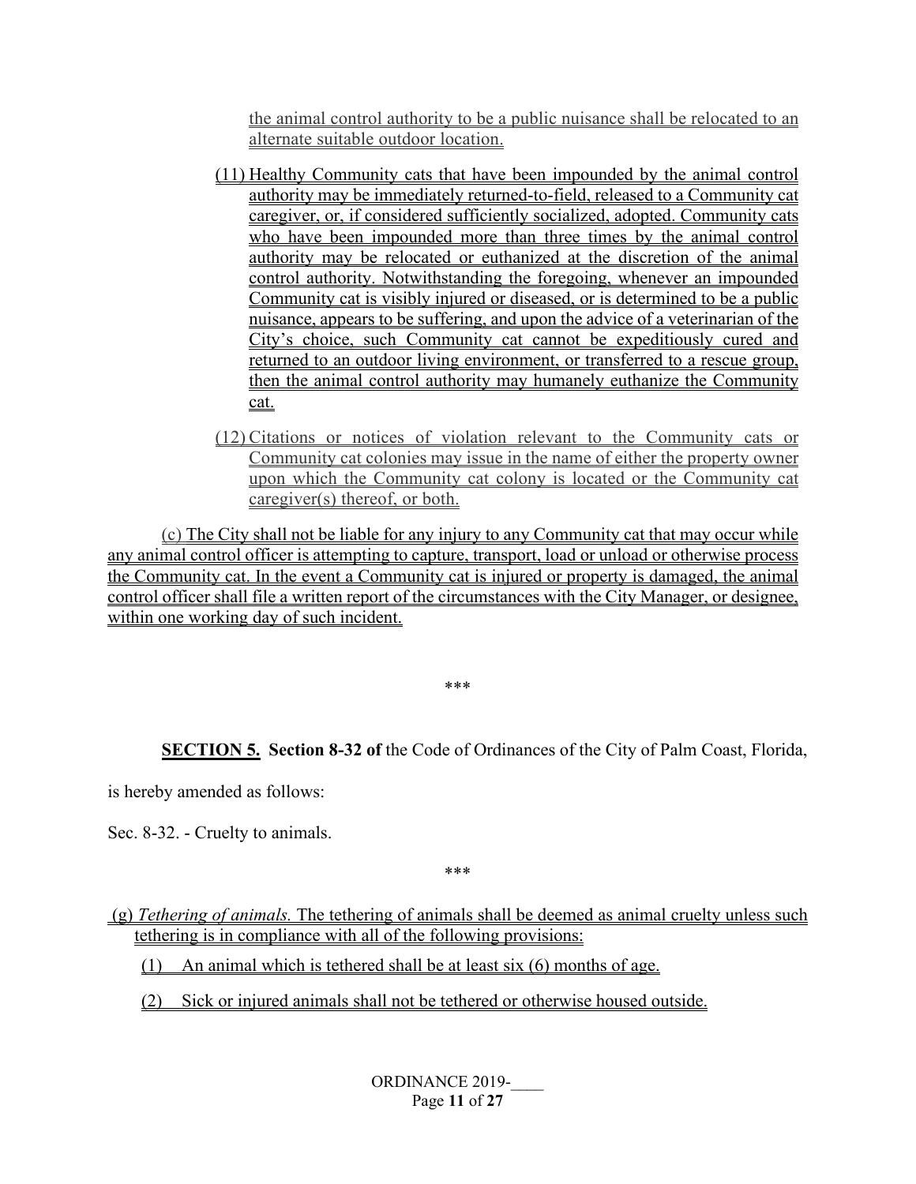the animal control authority to be a public nuisance shall be relocated to an alternate suitable outdoor location.

(11) Healthy Community cats that have been impounded by the animal control authority may be immediately returned-to-field, released to a Community cat caregiver, or, if considered sufficiently socialized, adopted. Community cats who have been impounded more than three times by the animal control authority may be relocated or euthanized at the discretion of the animal control authority. Notwithstanding the foregoing, whenever an impounded Community cat is visibly injured or diseased, or is determined to be a public nuisance, appears to be suffering, and upon the advice of a veterinarian of the City's choice, such Community cat cannot be expeditiously cured and returned to an outdoor living environment, or transferred to a rescue group, then the animal control authority may humanely euthanize the Community cat.

(12) Citations or notices of violation relevant to the Community cats or Community cat colonies may issue in the name of either the property owner upon which the Community cat colony is located or the Community cat caregiver(s) thereof, or both.

(c) The City shall not be liable for any injury to any Community cat that may occur while any animal control officer is attempting to capture, transport, load or unload or otherwise process the Community cat. In the event a Community cat is injured or property is damaged, the animal control officer shall file a written report of the circumstances with the City Manager, or designee, within one working day of such incident.

\*\*\*

**SECTION 5. Section 8-32 of** the Code of Ordinances of the City of Palm Coast, Florida, is hereby amended as follows:

Sec. 8-32. - Cruelty to animals.

\*\*\*

(g) *Tethering of animals.* The tethering of animals shall be deemed as animal cruelty unless such tethering is in compliance with all of the following provisions:

(1) An animal which is tethered shall be at least six (6) months of age.

(2) Sick or injured animals shall not be tethered or otherwise housed outside.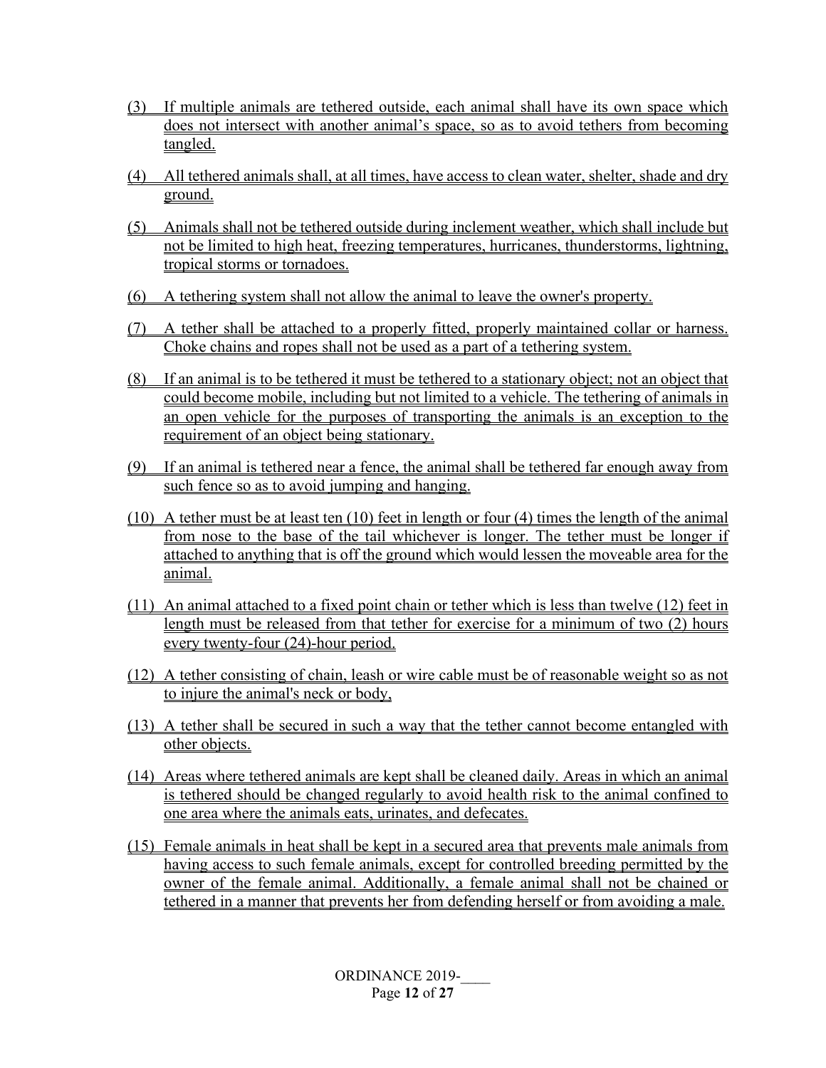(3) If multiple animals are tethered outside, each animal shall have its own space which does not intersect with another animal's space, so as to avoid tethers from becoming tangled.

(4) All tethered animals shall, at all times, have access to clean water, shelter, shade and dry ground.

(5) Animals shall not be tethered outside during inclement weather, which shall include but not be limited to high heat, freezing temperatures, hurricanes, thunderstorms, lightning, tropical storms or tornadoes.

(6) A tethering system shall not allow the animal to leave the owner's property.

(7) A tether shall be attached to a properly fitted, properly maintained collar or harness. Choke chains and ropes shall not be used as a part of a tethering system.

(8) If an animal is to be tethered it must be tethered to a stationary object; not an object that could become mobile, including but not limited to a vehicle. The tethering of animals in an open vehicle for the purposes of transporting the animals is an exception to the requirement of an object being stationary.

(9) If an animal is tethered near a fence, the animal shall be tethered far enough away from such fence so as to avoid jumping and hanging.

(10) A tether must be at least ten (10) feet in length or four (4) times the length of the animal from nose to the base of the tail whichever is longer. The tether must be longer if attached to anything that is off the ground which would lessen the moveable area for the animal.

(11) An animal attached to a fixed point chain or tether which is less than twelve (12) feet in length must be released from that tether for exercise for a minimum of two (2) hours every twenty-four (24)-hour period.

(12) A tether consisting of chain, leash or wire cable must be of reasonable weight so as not to injure the animal's neck or body,

(13) A tether shall be secured in such a way that the tether cannot become entangled with other objects.

(14) Areas where tethered animals are kept shall be cleaned daily. Areas in which an animal is tethered should be changed regularly to avoid health risk to the animal confined to one area where the animals eats, urinates, and defecates.

(15) Female animals in heat shall be kept in a secured area that prevents male animals from having access to such female animals, except for controlled breeding permitted by the owner of the female animal. Additionally, a female animal shall not be chained or tethered in a manner that prevents her from defending herself or from avoiding a male.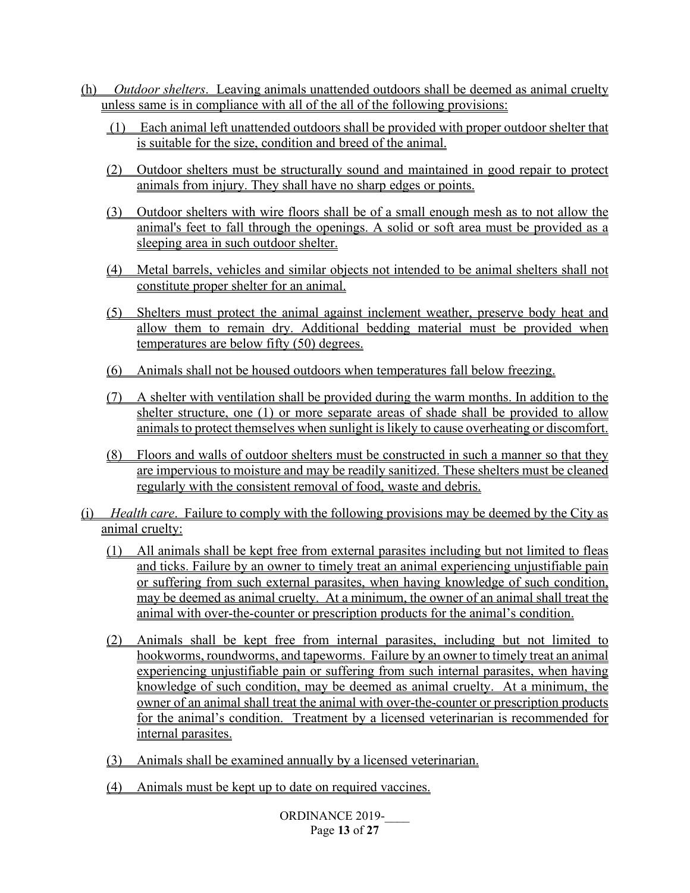(h) *Outdoor shelters*. Leaving animals unattended outdoors shall be deemed as animal cruelty unless same is in compliance with all of the all of the following provisions:

(1) Each animal left unattended outdoors shall be provided with proper outdoor shelter that is suitable for the size, condition and breed of the animal.

(2) Outdoor shelters must be structurally sound and maintained in good repair to protect animals from injury. They shall have no sharp edges or points.

(3) Outdoor shelters with wire floors shall be of a small enough mesh as to not allow the animal's feet to fall through the openings. A solid or soft area must be provided as a sleeping area in such outdoor shelter.

(4) Metal barrels, vehicles and similar objects not intended to be animal shelters shall not constitute proper shelter for an animal.

(5) Shelters must protect the animal against inclement weather, preserve body heat and allow them to remain dry. Additional bedding material must be provided when temperatures are below fifty (50) degrees.

(6) Animals shall not be housed outdoors when temperatures fall below freezing.

(7) A shelter with ventilation shall be provided during the warm months. In addition to the shelter structure, one (1) or more separate areas of shade shall be provided to allow animals to protect themselves when sunlight is likely to cause overheating or discomfort.

(8) Floors and walls of outdoor shelters must be constructed in such a manner so that they are impervious to moisture and may be readily sanitized. These shelters must be cleaned regularly with the consistent removal of food, waste and debris.

(i) *Health care*. Failure to comply with the following provisions may be deemed by the City as animal cruelty:

(1) All animals shall be kept free from external parasites including but not limited to fleas and ticks. Failure by an owner to timely treat an animal experiencing unjustifiable pain or suffering from such external parasites, when having knowledge of such condition, may be deemed as animal cruelty. At a minimum, the owner of an animal shall treat the animal with over-the-counter or prescription products for the animal's condition.

(2) Animals shall be kept free from internal parasites, including but not limited to hookworms, roundworms, and tapeworms. Failure by an owner to timely treat an animal experiencing unjustifiable pain or suffering from such internal parasites, when having knowledge of such condition, may be deemed as animal cruelty. At a minimum, the owner of an animal shall treat the animal with over-the-counter or prescription products for the animal's condition. Treatment by a licensed veterinarian is recommended for internal parasites.

(3) Animals shall be examined annually by a licensed veterinarian.

(4) Animals must be kept up to date on required vaccines.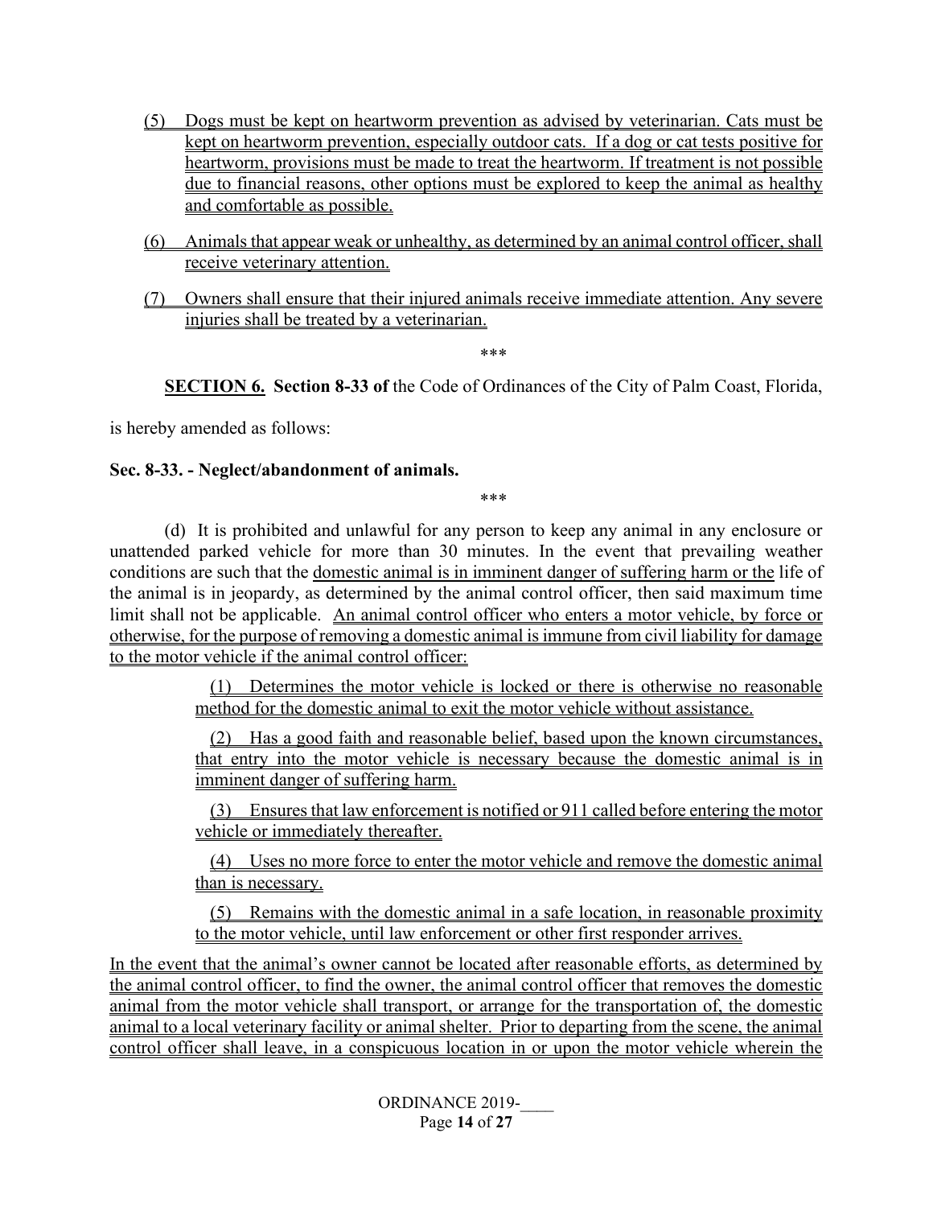(5) Dogs must be kept on heartworm prevention as advised by veterinarian. Cats must be kept on heartworm prevention, especially outdoor cats. If a dog or cat tests positive for heartworm, provisions must be made to treat the heartworm. If treatment is not possible due to financial reasons, other options must be explored to keep the animal as healthy and comfortable as possible.

(6) Animals that appear weak or unhealthy, as determined by an animal control officer, shall receive veterinary attention.

(7) Owners shall ensure that their injured animals receive immediate attention. Any severe injuries shall be treated by a veterinarian.

\*\*\*

**SECTION 6. Section 8-33 of** the Code of Ordinances of the City of Palm Coast, Florida, is hereby amended as follows:

**Sec. 8-33. - Neglect/abandonment of animals.**

\*\*\*

(d) It is prohibited and unlawful for any person to keep any animal in any enclosure or unattended parked vehicle for more than 30 minutes. In the event that prevailing weather conditions are such that the domestic animal is in imminent danger of suffering harm or the life of the animal is in jeopardy, as determined by the animal control officer, then said maximum time limit shall not be applicable. An animal control officer who enters a motor vehicle, by force or otherwise, for the purpose of removing a domestic animal is immune from civil liability for damage to the motor vehicle if the animal control officer:

(1) Determines the motor vehicle is locked or there is otherwise no reasonable method for the domestic animal to exit the motor vehicle without assistance.

(2) Has a good faith and reasonable belief, based upon the known circumstances, that entry into the motor vehicle is necessary because the domestic animal is in imminent danger of suffering harm.

(3) Ensures that law enforcement is notified or 911 called before entering the motor vehicle or immediately thereafter.

(4) Uses no more force to enter the motor vehicle and remove the domestic animal than is necessary.

(5) Remains with the domestic animal in a safe location, in reasonable proximity to the motor vehicle, until law enforcement or other first responder arrives.

In the event that the animal's owner cannot be located after reasonable efforts, as determined by the animal control officer, to find the owner, the animal control officer that removes the domestic animal from the motor vehicle shall transport, or arrange for the transportation of, the domestic animal to a local veterinary facility or animal shelter. Prior to departing from the scene, the animal control officer shall leave, in a conspicuous location in or upon the motor vehicle wherein the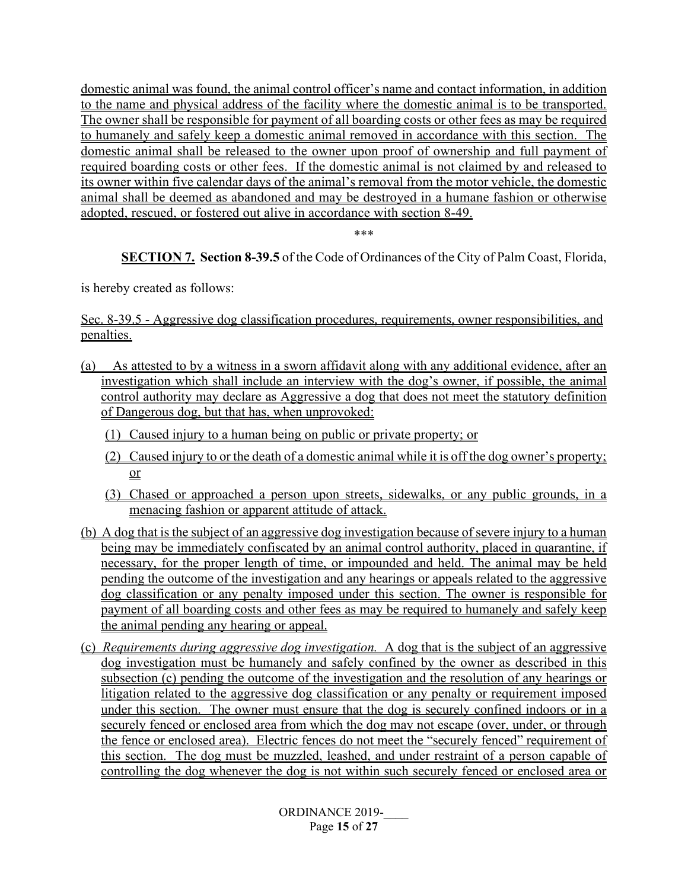domestic animal was found, the animal control officer's name and contact information, in addition to the name and physical address of the facility where the domestic animal is to be transported. The owner shall be responsible for payment of all boarding costs or other fees as may be required to humanely and safely keep a domestic animal removed in accordance with this section. The domestic animal shall be released to the owner upon proof of ownership and full payment of required boarding costs or other fees. If the domestic animal is not claimed by and released to its owner within five calendar days of the animal's removal from the motor vehicle, the domestic animal shall be deemed as abandoned and may be destroyed in a humane fashion or otherwise adopted, rescued, or fostered out alive in accordance with section 8-49.

\*\*\*

**SECTION 7. Section 8-39.5** of the Code of Ordinances of the City of Palm Coast, Florida, is hereby created as follows:

Sec. 8-39.5 - Aggressive dog classification procedures, requirements, owner responsibilities, and penalties.

(a) As attested to by a witness in a sworn affidavit along with any additional evidence, after an investigation which shall include an interview with the dog's owner, if possible, the animal control authority may declare as Aggressive a dog that does not meet the statutory definition of Dangerous dog, but that has, when unprovoked:

(1) Caused injury to a human being on public or private property; or

(2) Caused injury to or the death of a domestic animal while it is off the dog owner's property; or

(3) Chased or approached a person upon streets, sidewalks, or any public grounds, in a menacing fashion or apparent attitude of attack.

(b) A dog that is the subject of an aggressive dog investigation because of severe injury to a human being may be immediately confiscated by an animal control authority, placed in quarantine, if necessary, for the proper length of time, or impounded and held. The animal may be held pending the outcome of the investigation and any hearings or appeals related to the aggressive dog classification or any penalty imposed under this section. The owner is responsible for payment of all boarding costs and other fees as may be required to humanely and safely keep the animal pending any hearing or appeal.

(c) *Requirements during aggressive dog investigation.* A dog that is the subject of an aggressive dog investigation must be humanely and safely confined by the owner as described in this subsection (c) pending the outcome of the investigation and the resolution of any hearings or litigation related to the aggressive dog classification or any penalty or requirement imposed under this section. The owner must ensure that the dog is securely confined indoors or in a securely fenced or enclosed area from which the dog may not escape (over, under, or through the fence or enclosed area). Electric fences do not meet the "securely fenced" requirement of this section. The dog must be muzzled, leashed, and under restraint of a person capable of controlling the dog whenever the dog is not within such securely fenced or enclosed area or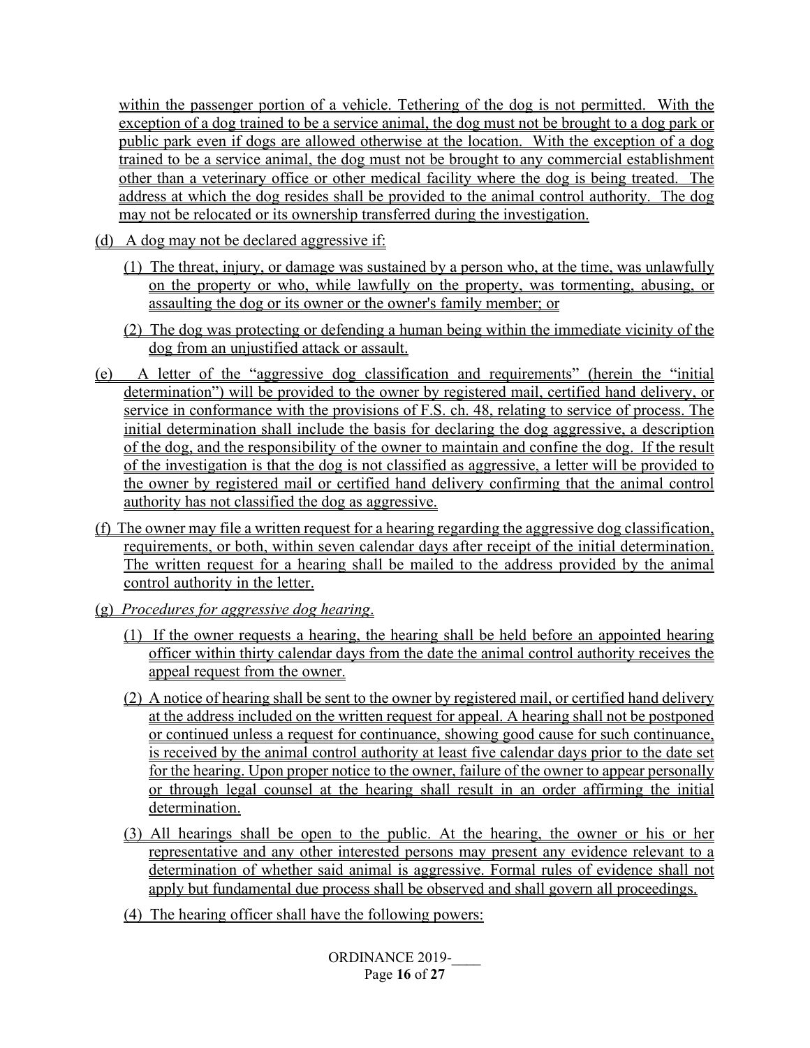within the passenger portion of a vehicle. Tethering of the dog is not permitted. With the exception of a dog trained to be a service animal, the dog must not be brought to a dog park or public park even if dogs are allowed otherwise at the location. With the exception of a dog trained to be a service animal, the dog must not be brought to any commercial establishment other than a veterinary office or other medical facility where the dog is being treated. The address at which the dog resides shall be provided to the animal control authority. The dog may not be relocated or its ownership transferred during the investigation.

(d) A dog may not be declared aggressive if:

(1) The threat, injury, or damage was sustained by a person who, at the time, was unlawfully on the property or who, while lawfully on the property, was tormenting, abusing, or assaulting the dog or its owner or the owner's family member; or

(2) The dog was protecting or defending a human being within the immediate vicinity of the dog from an unjustified attack or assault.

(e) A letter of the "aggressive dog classification and requirements" (herein the "initial determination") will be provided to the owner by registered mail, certified hand delivery, or service in conformance with the provisions of F.S. ch. 48, relating to service of process. The initial determination shall include the basis for declaring the dog aggressive, a description of the dog, and the responsibility of the owner to maintain and confine the dog. If the result of the investigation is that the dog is not classified as aggressive, a letter will be provided to the owner by registered mail or certified hand delivery confirming that the animal control authority has not classified the dog as aggressive.

(f) The owner may file a written request for a hearing regarding the aggressive dog classification, requirements, or both, within seven calendar days after receipt of the initial determination. The written request for a hearing shall be mailed to the address provided by the animal control authority in the letter.

(g) *Procedures for aggressive dog hearing*.

(1) If the owner requests a hearing, the hearing shall be held before an appointed hearing officer within thirty calendar days from the date the animal control authority receives the appeal request from the owner.

(2) A notice of hearing shall be sent to the owner by registered mail, or certified hand delivery at the address included on the written request for appeal. A hearing shall not be postponed or continued unless a request for continuance, showing good cause for such continuance, is received by the animal control authority at least five calendar days prior to the date set for the hearing. Upon proper notice to the owner, failure of the owner to appear personally or through legal counsel at the hearing shall result in an order affirming the initial determination.

(3) All hearings shall be open to the public. At the hearing, the owner or his or her representative and any other interested persons may present any evidence relevant to a determination of whether said animal is aggressive. Formal rules of evidence shall not apply but fundamental due process shall be observed and shall govern all proceedings.

(4) The hearing officer shall have the following powers:

ORDINANCE 2019-\_\_\_\_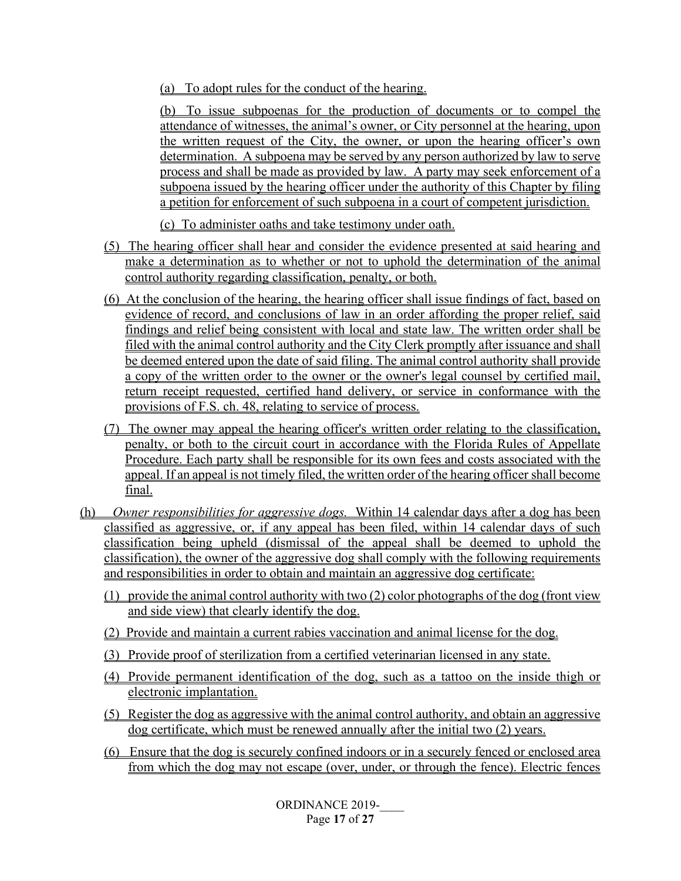(a) To adopt rules for the conduct of the hearing.

(b) To issue subpoenas for the production of documents or to compel the attendance of witnesses, the animal's owner, or City personnel at the hearing, upon the written request of the City, the owner, or upon the hearing officer's own determination. A subpoena may be served by any person authorized by law to serve process and shall be made as provided by law. A party may seek enforcement of a subpoena issued by the hearing officer under the authority of this Chapter by filing a petition for enforcement of such subpoena in a court of competent jurisdiction.

(c) To administer oaths and take testimony under oath.

(5) The hearing officer shall hear and consider the evidence presented at said hearing and make a determination as to whether or not to uphold the determination of the animal control authority regarding classification, penalty, or both.

(6) At the conclusion of the hearing, the hearing officer shall issue findings of fact, based on evidence of record, and conclusions of law in an order affording the proper relief, said findings and relief being consistent with local and state law. The written order shall be filed with the animal control authority and the City Clerk promptly after issuance and shall be deemed entered upon the date of said filing. The animal control authority shall provide a copy of the written order to the owner or the owner's legal counsel by certified mail, return receipt requested, certified hand delivery, or service in conformance with the provisions of F.S. ch. 48, relating to service of process.

(7) The owner may appeal the hearing officer's written order relating to the classification, penalty, or both to the circuit court in accordance with the Florida Rules of Appellate Procedure. Each party shall be responsible for its own fees and costs associated with the appeal. If an appeal is not timely filed, the written order of the hearing officer shall become final.

(h) *Owner responsibilities for aggressive dogs.* Within 14 calendar days after a dog has been classified as aggressive, or, if any appeal has been filed, within 14 calendar days of such classification being upheld (dismissal of the appeal shall be deemed to uphold the classification), the owner of the aggressive dog shall comply with the following requirements and responsibilities in order to obtain and maintain an aggressive dog certificate:

(1) provide the animal control authority with two (2) color photographs of the dog (front view and side view) that clearly identify the dog.

(2) Provide and maintain a current rabies vaccination and animal license for the dog.

(3) Provide proof of sterilization from a certified veterinarian licensed in any state.

(4) Provide permanent identification of the dog, such as a tattoo on the inside thigh or electronic implantation.

(5) Register the dog as aggressive with the animal control authority, and obtain an aggressive dog certificate, which must be renewed annually after the initial two (2) years.

(6) Ensure that the dog is securely confined indoors or in a securely fenced or enclosed area from which the dog may not escape (over, under, or through the fence). Electric fences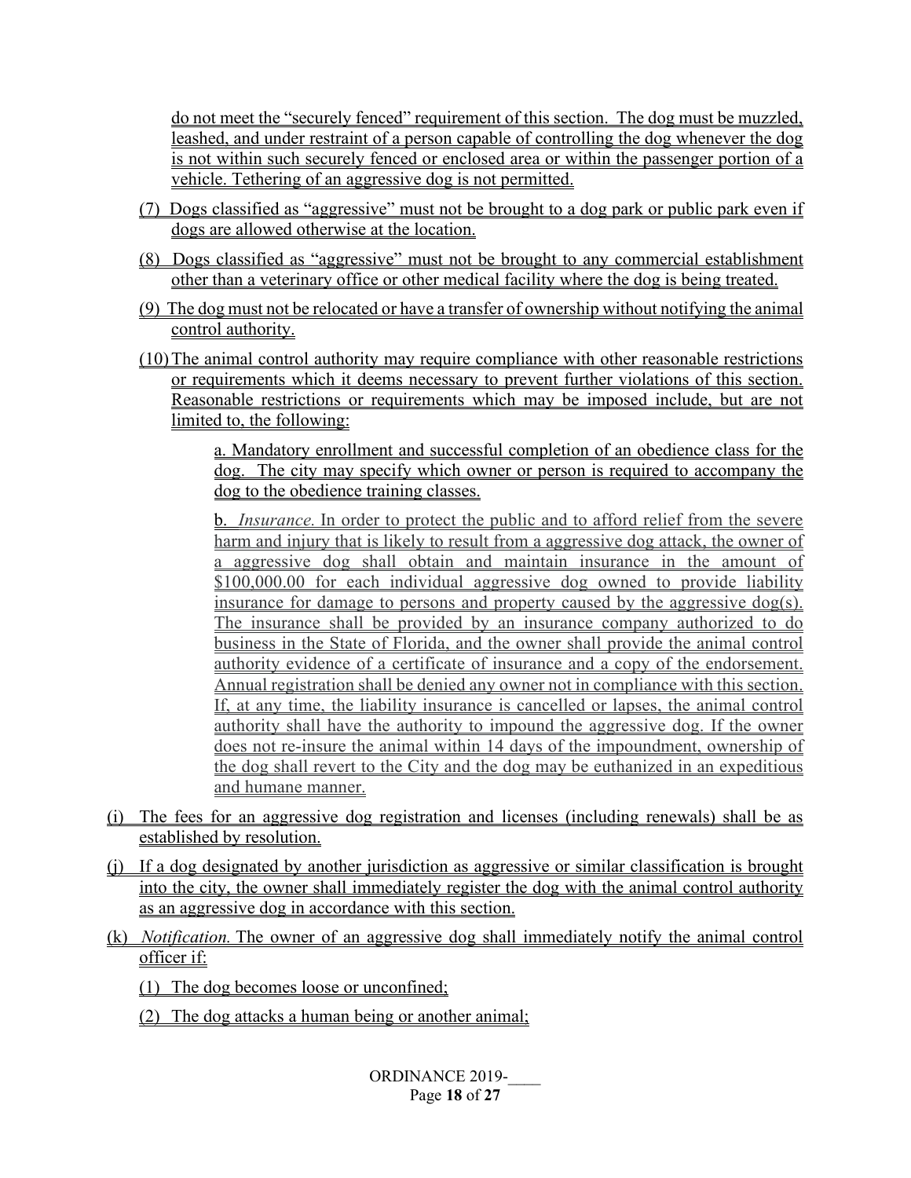do not meet the "securely fenced" requirement of this section. The dog must be muzzled, leashed, and under restraint of a person capable of controlling the dog whenever the dog is not within such securely fenced or enclosed area or within the passenger portion of a vehicle. Tethering of an aggressive dog is not permitted.

(7) Dogs classified as "aggressive" must not be brought to a dog park or public park even if dogs are allowed otherwise at the location.

(8) Dogs classified as "aggressive" must not be brought to any commercial establishment other than a veterinary office or other medical facility where the dog is being treated.

(9) The dog must not be relocated or have a transfer of ownership without notifying the animal control authority.

(10) The animal control authority may require compliance with other reasonable restrictions or requirements which it deems necessary to prevent further violations of this section. Reasonable restrictions or requirements which may be imposed include, but are not limited to, the following:

a. Mandatory enrollment and successful completion of an obedience class for the dog. The city may specify which owner or person is required to accompany the dog to the obedience training classes.

b. *Insurance.* In order to protect the public and to afford relief from the severe harm and injury that is likely to result from a aggressive dog attack, the owner of a aggressive dog shall obtain and maintain insurance in the amount of $100,000.00 for each individual aggressive dog owned to provide liability insurance for damage to persons and property caused by the aggressive dog(s). The insurance shall be provided by an insurance company authorized to do business in the State of Florida, and the owner shall provide the animal control authority evidence of a certificate of insurance and a copy of the endorsement. Annual registration shall be denied any owner not in compliance with this section. If, at any time, the liability insurance is cancelled or lapses, the animal control authority shall have the authority to impound the aggressive dog. If the owner does not re-insure the animal within 14 days of the impoundment, ownership of the dog shall revert to the City and the dog may be euthanized in an expeditious and humane manner.

(i) The fees for an aggressive dog registration and licenses (including renewals) shall be as established by resolution.

(j) If a dog designated by another jurisdiction as aggressive or similar classification is brought into the city, the owner shall immediately register the dog with the animal control authority as an aggressive dog in accordance with this section.

(k) *Notification.* The owner of an aggressive dog shall immediately notify the animal control officer if:

(1) The dog becomes loose or unconfined;

(2) The dog attacks a human being or another animal;

ORDINANCE 2019-____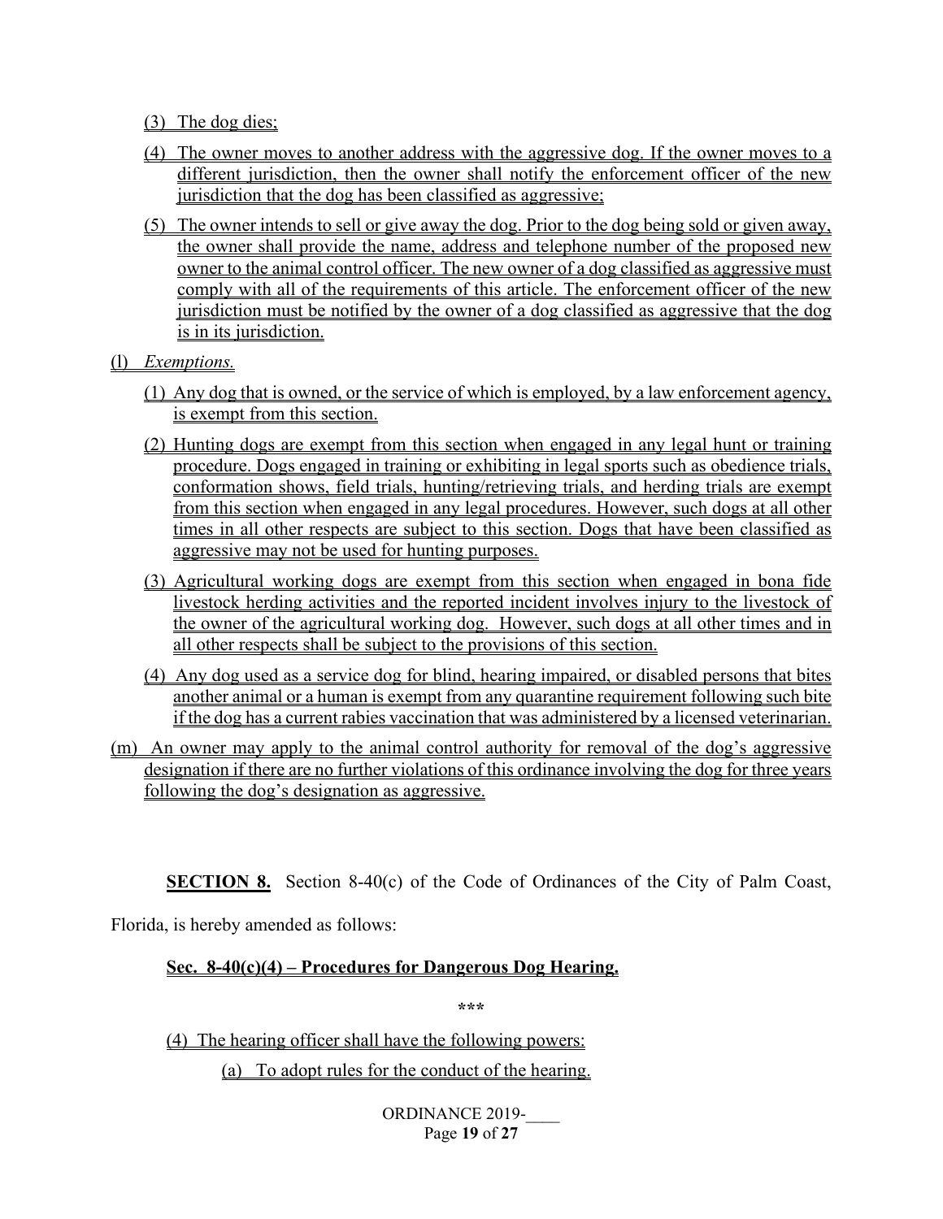(3) The dog dies;

(4) The owner moves to another address with the aggressive dog. If the owner moves to a different jurisdiction, then the owner shall notify the enforcement officer of the new jurisdiction that the dog has been classified as aggressive;

(5) The owner intends to sell or give away the dog. Prior to the dog being sold or given away, the owner shall provide the name, address and telephone number of the proposed new owner to the animal control officer. The new owner of a dog classified as aggressive must comply with all of the requirements of this article. The enforcement officer of the new jurisdiction must be notified by the owner of a dog classified as aggressive that the dog is in its jurisdiction.

(l) *Exemptions.*

(1) Any dog that is owned, or the service of which is employed, by a law enforcement agency, is exempt from this section.

(2) Hunting dogs are exempt from this section when engaged in any legal hunt or training procedure. Dogs engaged in training or exhibiting in legal sports such as obedience trials, conformation shows, field trials, hunting/retrieving trials, and herding trials are exempt from this section when engaged in any legal procedures. However, such dogs at all other times in all other respects are subject to this section. Dogs that have been classified as aggressive may not be used for hunting purposes.

(3) Agricultural working dogs are exempt from this section when engaged in bona fide livestock herding activities and the reported incident involves injury to the livestock of the owner of the agricultural working dog. However, such dogs at all other times and in all other respects shall be subject to the provisions of this section.

(4) Any dog used as a service dog for blind, hearing impaired, or disabled persons that bites another animal or a human is exempt from any quarantine requirement following such bite if the dog has a current rabies vaccination that was administered by a licensed veterinarian.

(m) An owner may apply to the animal control authority for removal of the dog's aggressive designation if there are no further violations of this ordinance involving the dog for three years following the dog's designation as aggressive.

**SECTION 8.** Section 8-40(c) of the Code of Ordinances of the City of Palm Coast, Florida, is hereby amended as follows:

**Sec. 8-40(c)(4) – Procedures for Dangerous Dog Hearing.**

\*\*\*

(4) The hearing officer shall have the following powers:

(a) To adopt rules for the conduct of the hearing.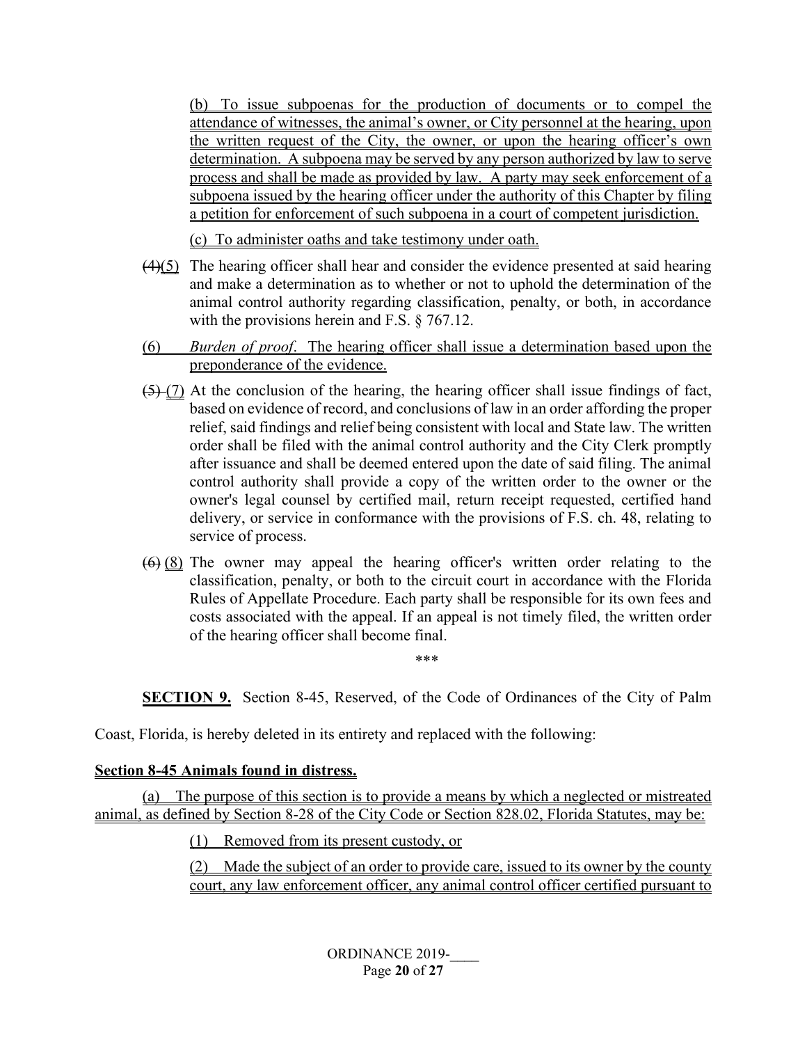(b) To issue subpoenas for the production of documents or to compel the attendance of witnesses, the animal's owner, or City personnel at the hearing, upon the written request of the City, the owner, or upon the hearing officer's own determination. A subpoena may be served by any person authorized by law to serve process and shall be made as provided by law. A party may seek enforcement of a subpoena issued by the hearing officer under the authority of this Chapter by filing a petition for enforcement of such subpoena in a court of competent jurisdiction.

(c) To administer oaths and take testimony under oath.

~~(4)~~(5) The hearing officer shall hear and consider the evidence presented at said hearing and make a determination as to whether or not to uphold the determination of the animal control authority regarding classification, penalty, or both, in accordance with the provisions herein and F.S. § 767.12.

(6) *Burden of proof.* The hearing officer shall issue a determination based upon the preponderance of the evidence.

~~(5)~~ (7) At the conclusion of the hearing, the hearing officer shall issue findings of fact, based on evidence of record, and conclusions of law in an order affording the proper relief, said findings and relief being consistent with local and State law. The written order shall be filed with the animal control authority and the City Clerk promptly after issuance and shall be deemed entered upon the date of said filing. The animal control authority shall provide a copy of the written order to the owner or the owner's legal counsel by certified mail, return receipt requested, certified hand delivery, or service in conformance with the provisions of F.S. ch. 48, relating to service of process.

~~(6)~~ (8) The owner may appeal the hearing officer's written order relating to the classification, penalty, or both to the circuit court in accordance with the Florida Rules of Appellate Procedure. Each party shall be responsible for its own fees and costs associated with the appeal. If an appeal is not timely filed, the written order of the hearing officer shall become final.

\*\*\*

**SECTION 9.** Section 8-45, Reserved, of the Code of Ordinances of the City of Palm Coast, Florida, is hereby deleted in its entirety and replaced with the following:

**Section 8-45 Animals found in distress.**

(a) The purpose of this section is to provide a means by which a neglected or mistreated animal, as defined by Section 8-28 of the City Code or Section 828.02, Florida Statutes, may be:

(1) Removed from its present custody, or

(2) Made the subject of an order to provide care, issued to its owner by the county court, any law enforcement officer, any animal control officer certified pursuant to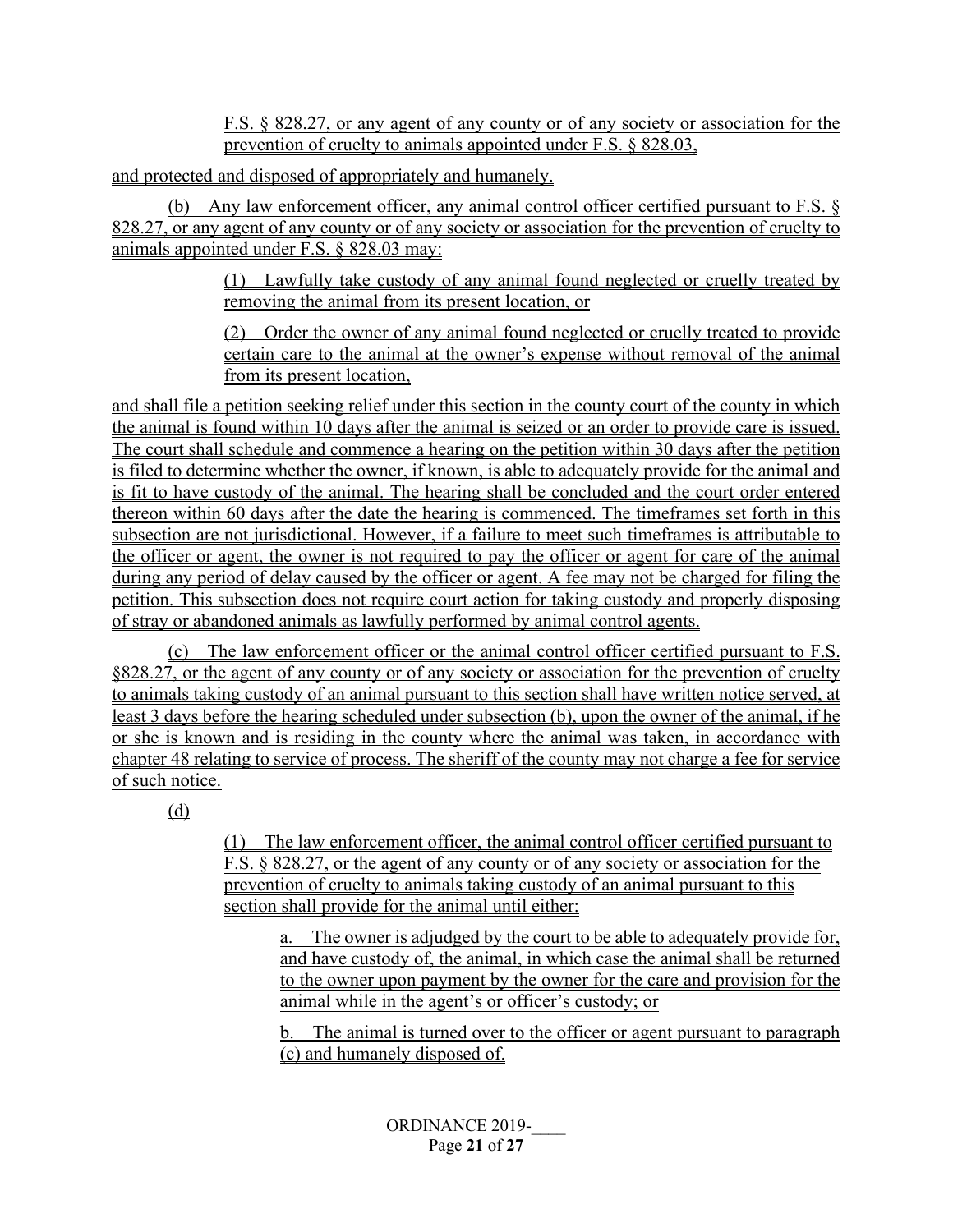F.S. § 828.27, or any agent of any county or of any society or association for the prevention of cruelty to animals appointed under F.S. § 828.03,

and protected and disposed of appropriately and humanely.

(b) Any law enforcement officer, any animal control officer certified pursuant to F.S. § 828.27, or any agent of any county or of any society or association for the prevention of cruelty to animals appointed under F.S. § 828.03 may:

(1) Lawfully take custody of any animal found neglected or cruelly treated by removing the animal from its present location, or

(2) Order the owner of any animal found neglected or cruelly treated to provide certain care to the animal at the owner's expense without removal of the animal from its present location,

and shall file a petition seeking relief under this section in the county court of the county in which the animal is found within 10 days after the animal is seized or an order to provide care is issued. The court shall schedule and commence a hearing on the petition within 30 days after the petition is filed to determine whether the owner, if known, is able to adequately provide for the animal and is fit to have custody of the animal. The hearing shall be concluded and the court order entered thereon within 60 days after the date the hearing is commenced. The timeframes set forth in this subsection are not jurisdictional. However, if a failure to meet such timeframes is attributable to the officer or agent, the owner is not required to pay the officer or agent for care of the animal during any period of delay caused by the officer or agent. A fee may not be charged for filing the petition. This subsection does not require court action for taking custody and properly disposing of stray or abandoned animals as lawfully performed by animal control agents.

(c) The law enforcement officer or the animal control officer certified pursuant to F.S. §828.27, or the agent of any county or of any society or association for the prevention of cruelty to animals taking custody of an animal pursuant to this section shall have written notice served, at least 3 days before the hearing scheduled under subsection (b), upon the owner of the animal, if he or she is known and is residing in the county where the animal was taken, in accordance with chapter 48 relating to service of process. The sheriff of the county may not charge a fee for service of such notice.

(d)

(1) The law enforcement officer, the animal control officer certified pursuant to F.S. § 828.27, or the agent of any county or of any society or association for the prevention of cruelty to animals taking custody of an animal pursuant to this section shall provide for the animal until either:

a. The owner is adjudged by the court to be able to adequately provide for, and have custody of, the animal, in which case the animal shall be returned to the owner upon payment by the owner for the care and provision for the animal while in the agent's or officer's custody; or

b. The animal is turned over to the officer or agent pursuant to paragraph (c) and humanely disposed of.

ORDINANCE 2019-____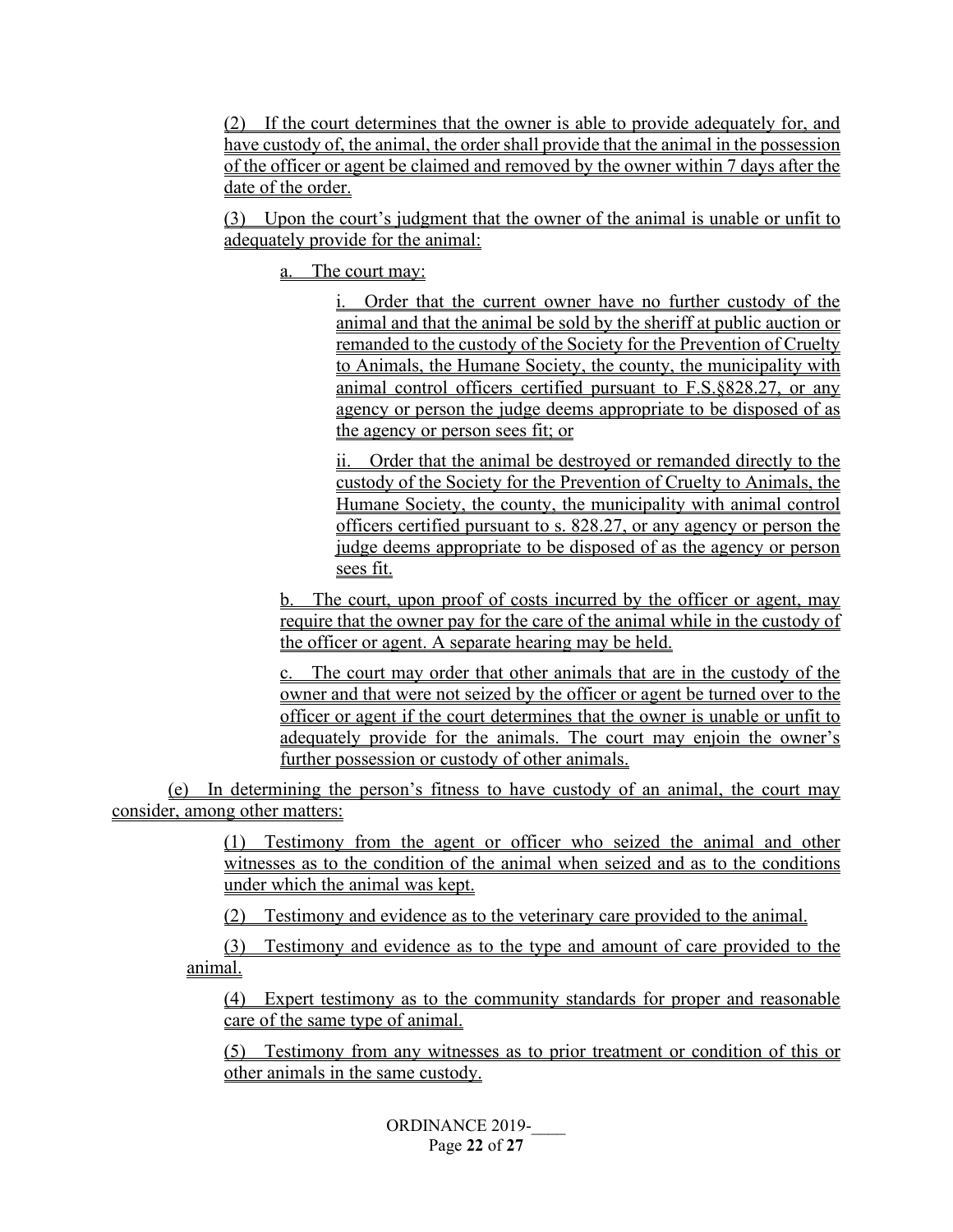(2) If the court determines that the owner is able to provide adequately for, and have custody of, the animal, the order shall provide that the animal in the possession of the officer or agent be claimed and removed by the owner within 7 days after the date of the order.

(3) Upon the court's judgment that the owner of the animal is unable or unfit to adequately provide for the animal:

a. The court may:

i. Order that the current owner have no further custody of the animal and that the animal be sold by the sheriff at public auction or remanded to the custody of the Society for the Prevention of Cruelty to Animals, the Humane Society, the county, the municipality with animal control officers certified pursuant to F.S.§828.27, or any agency or person the judge deems appropriate to be disposed of as the agency or person sees fit; or

ii. Order that the animal be destroyed or remanded directly to the custody of the Society for the Prevention of Cruelty to Animals, the Humane Society, the county, the municipality with animal control officers certified pursuant to s. 828.27, or any agency or person the judge deems appropriate to be disposed of as the agency or person sees fit.

b. The court, upon proof of costs incurred by the officer or agent, may require that the owner pay for the care of the animal while in the custody of the officer or agent. A separate hearing may be held.

c. The court may order that other animals that are in the custody of the owner and that were not seized by the officer or agent be turned over to the officer or agent if the court determines that the owner is unable or unfit to adequately provide for the animals. The court may enjoin the owner's further possession or custody of other animals.

(e) In determining the person's fitness to have custody of an animal, the court may consider, among other matters:

(1) Testimony from the agent or officer who seized the animal and other witnesses as to the condition of the animal when seized and as to the conditions under which the animal was kept.

(2) Testimony and evidence as to the veterinary care provided to the animal.

(3) Testimony and evidence as to the type and amount of care provided to the animal.

(4) Expert testimony as to the community standards for proper and reasonable care of the same type of animal.

(5) Testimony from any witnesses as to prior treatment or condition of this or other animals in the same custody.

ORDINANCE 2019-____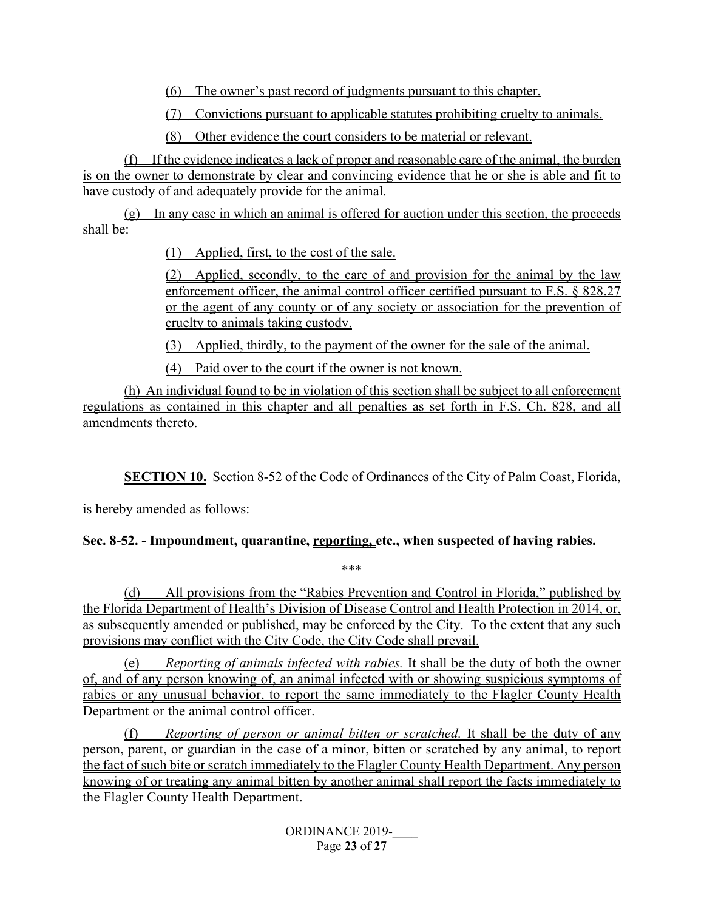(6) The owner's past record of judgments pursuant to this chapter.

(7) Convictions pursuant to applicable statutes prohibiting cruelty to animals.

(8) Other evidence the court considers to be material or relevant.

(f) If the evidence indicates a lack of proper and reasonable care of the animal, the burden is on the owner to demonstrate by clear and convincing evidence that he or she is able and fit to have custody of and adequately provide for the animal.

(g) In any case in which an animal is offered for auction under this section, the proceeds shall be:

(1) Applied, first, to the cost of the sale.

(2) Applied, secondly, to the care of and provision for the animal by the law enforcement officer, the animal control officer certified pursuant to F.S. § 828.27 or the agent of any county or of any society or association for the prevention of cruelty to animals taking custody.

(3) Applied, thirdly, to the payment of the owner for the sale of the animal.

(4) Paid over to the court if the owner is not known.

(h) An individual found to be in violation of this section shall be subject to all enforcement regulations as contained in this chapter and all penalties as set forth in F.S. Ch. 828, and all amendments thereto.

**SECTION 10.** Section 8-52 of the Code of Ordinances of the City of Palm Coast, Florida, is hereby amended as follows:

**Sec. 8-52. - Impoundment, quarantine, reporting, etc., when suspected of having rabies.**

\*\*\*

(d) All provisions from the "Rabies Prevention and Control in Florida," published by the Florida Department of Health's Division of Disease Control and Health Protection in 2014, or, as subsequently amended or published, may be enforced by the City. To the extent that any such provisions may conflict with the City Code, the City Code shall prevail.

(e) *Reporting of animals infected with rabies.* It shall be the duty of both the owner of, and of any person knowing of, an animal infected with or showing suspicious symptoms of rabies or any unusual behavior, to report the same immediately to the Flagler County Health Department or the animal control officer.

(f) *Reporting of person or animal bitten or scratched.* It shall be the duty of any person, parent, or guardian in the case of a minor, bitten or scratched by any animal, to report the fact of such bite or scratch immediately to the Flagler County Health Department. Any person knowing of or treating any animal bitten by another animal shall report the facts immediately to the Flagler County Health Department.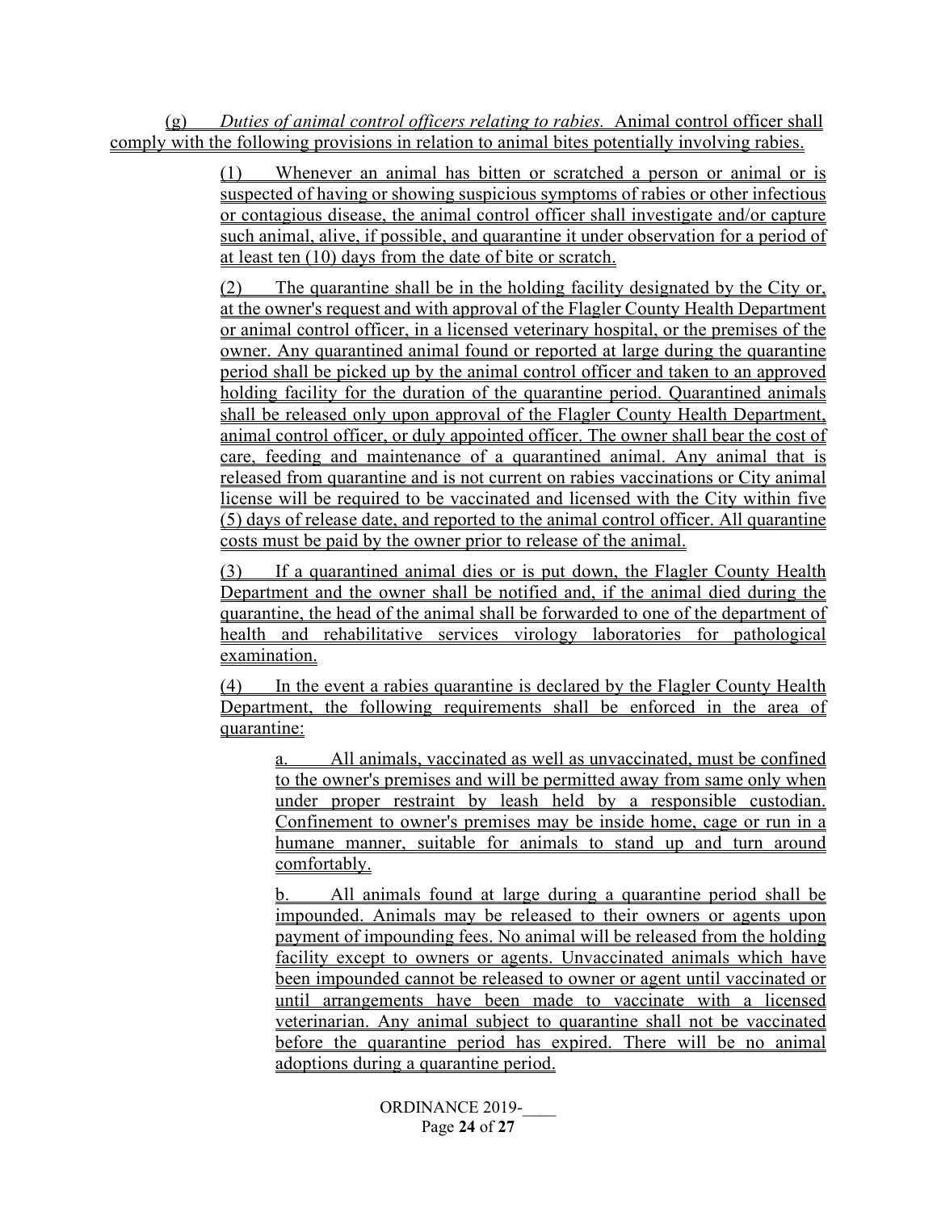(g) *Duties of animal control officers relating to rabies.* Animal control officer shall comply with the following provisions in relation to animal bites potentially involving rabies.

(1) Whenever an animal has bitten or scratched a person or animal or is suspected of having or showing suspicious symptoms of rabies or other infectious or contagious disease, the animal control officer shall investigate and/or capture such animal, alive, if possible, and quarantine it under observation for a period of at least ten (10) days from the date of bite or scratch.

(2) The quarantine shall be in the holding facility designated by the City or, at the owner's request and with approval of the Flagler County Health Department or animal control officer, in a licensed veterinary hospital, or the premises of the owner. Any quarantined animal found or reported at large during the quarantine period shall be picked up by the animal control officer and taken to an approved holding facility for the duration of the quarantine period. Quarantined animals shall be released only upon approval of the Flagler County Health Department, animal control officer, or duly appointed officer. The owner shall bear the cost of care, feeding and maintenance of a quarantined animal. Any animal that is released from quarantine and is not current on rabies vaccinations or City animal license will be required to be vaccinated and licensed with the City within five (5) days of release date, and reported to the animal control officer. All quarantine costs must be paid by the owner prior to release of the animal.

(3) If a quarantined animal dies or is put down, the Flagler County Health Department and the owner shall be notified and, if the animal died during the quarantine, the head of the animal shall be forwarded to one of the department of health and rehabilitative services virology laboratories for pathological examination.

(4) In the event a rabies quarantine is declared by the Flagler County Health Department, the following requirements shall be enforced in the area of quarantine:

a. All animals, vaccinated as well as unvaccinated, must be confined to the owner's premises and will be permitted away from same only when under proper restraint by leash held by a responsible custodian. Confinement to owner's premises may be inside home, cage or run in a humane manner, suitable for animals to stand up and turn around comfortably.

b. All animals found at large during a quarantine period shall be impounded. Animals may be released to their owners or agents upon payment of impounding fees. No animal will be released from the holding facility except to owners or agents. Unvaccinated animals which have been impounded cannot be released to owner or agent until vaccinated or until arrangements have been made to vaccinate with a licensed veterinarian. Any animal subject to quarantine shall not be vaccinated before the quarantine period has expired. There will be no animal adoptions during a quarantine period.

ORDINANCE 2019-____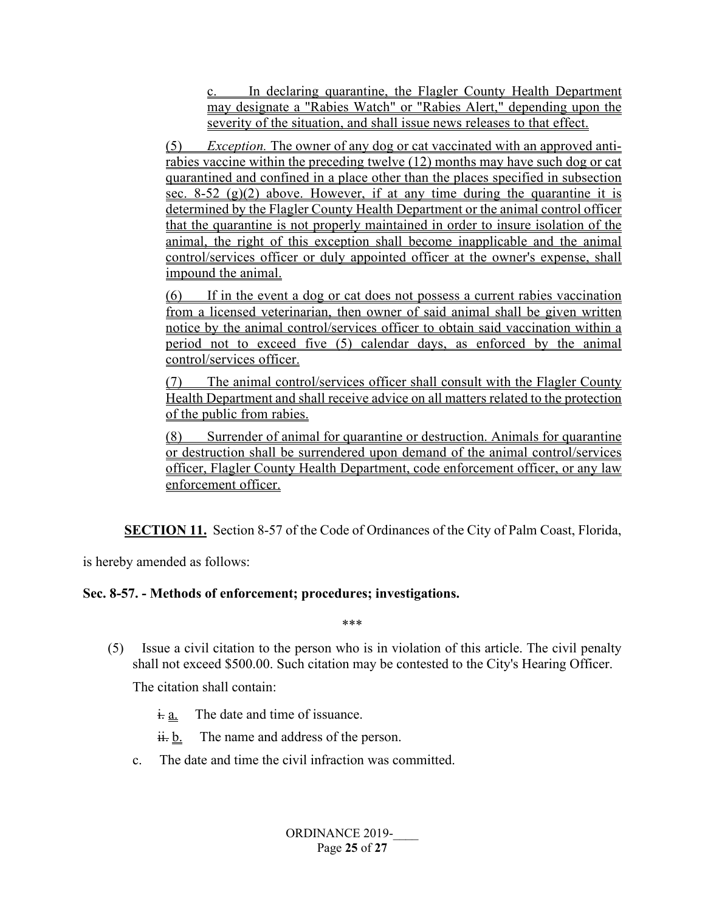c. In declaring quarantine, the Flagler County Health Department may designate a "Rabies Watch" or "Rabies Alert," depending upon the severity of the situation, and shall issue news releases to that effect.

(5) *Exception.* The owner of any dog or cat vaccinated with an approved anti-rabies vaccine within the preceding twelve (12) months may have such dog or cat quarantined and confined in a place other than the places specified in subsection sec. 8-52 (g)(2) above. However, if at any time during the quarantine it is determined by the Flagler County Health Department or the animal control officer that the quarantine is not properly maintained in order to insure isolation of the animal, the right of this exception shall become inapplicable and the animal control/services officer or duly appointed officer at the owner's expense, shall impound the animal.

(6) If in the event a dog or cat does not possess a current rabies vaccination from a licensed veterinarian, then owner of said animal shall be given written notice by the animal control/services officer to obtain said vaccination within a period not to exceed five (5) calendar days, as enforced by the animal control/services officer.

(7) The animal control/services officer shall consult with the Flagler County Health Department and shall receive advice on all matters related to the protection of the public from rabies.

(8) Surrender of animal for quarantine or destruction. Animals for quarantine or destruction shall be surrendered upon demand of the animal control/services officer, Flagler County Health Department, code enforcement officer, or any law enforcement officer.

**SECTION 11.** Section 8-57 of the Code of Ordinances of the City of Palm Coast, Florida, is hereby amended as follows:

**Sec. 8-57. - Methods of enforcement; procedures; investigations.**

\*\*\*

(5) Issue a civil citation to the person who is in violation of this article. The civil penalty shall not exceed \$500.00. Such citation may be contested to the City's Hearing Officer.

The citation shall contain:

~~i.~~ a. The date and time of issuance.

~~ii.~~ b. The name and address of the person.

c. The date and time the civil infraction was committed.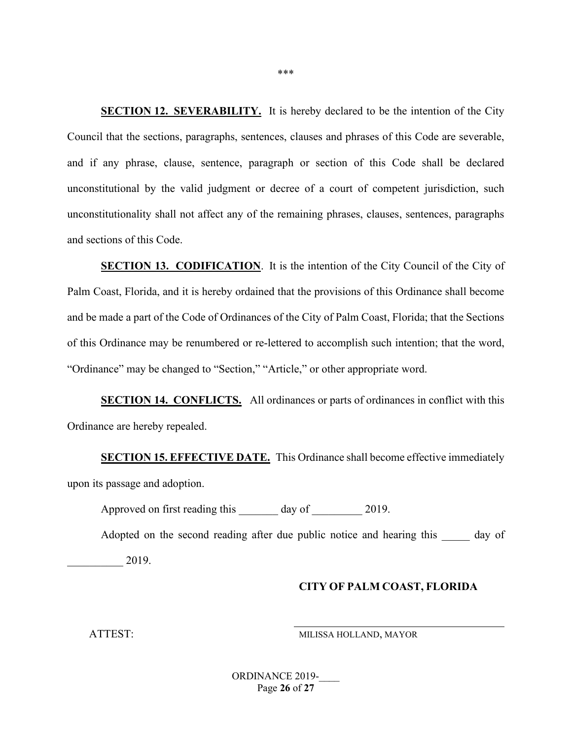***

**SECTION 12. SEVERABILITY.** It is hereby declared to be the intention of the City Council that the sections, paragraphs, sentences, clauses and phrases of this Code are severable, and if any phrase, clause, sentence, paragraph or section of this Code shall be declared unconstitutional by the valid judgment or decree of a court of competent jurisdiction, such unconstitutionality shall not affect any of the remaining phrases, clauses, sentences, paragraphs and sections of this Code.

**SECTION 13. CODIFICATION**. It is the intention of the City Council of the City of Palm Coast, Florida, and it is hereby ordained that the provisions of this Ordinance shall become and be made a part of the Code of Ordinances of the City of Palm Coast, Florida; that the Sections of this Ordinance may be renumbered or re-lettered to accomplish such intention; that the word, "Ordinance" may be changed to "Section," "Article," or other appropriate word.

**SECTION 14. CONFLICTS.** All ordinances or parts of ordinances in conflict with this Ordinance are hereby repealed.

**SECTION 15. EFFECTIVE DATE.** This Ordinance shall become effective immediately upon its passage and adoption.

Approved on first reading this _______ day of _________ 2019.

Adopted on the second reading after due public notice and hearing this _____ day of __________ 2019.

**CITY OF PALM COAST, FLORIDA**

ATTEST:

______________________________________
MILISSA HOLLAND, MAYOR

ORDINANCE 2019-____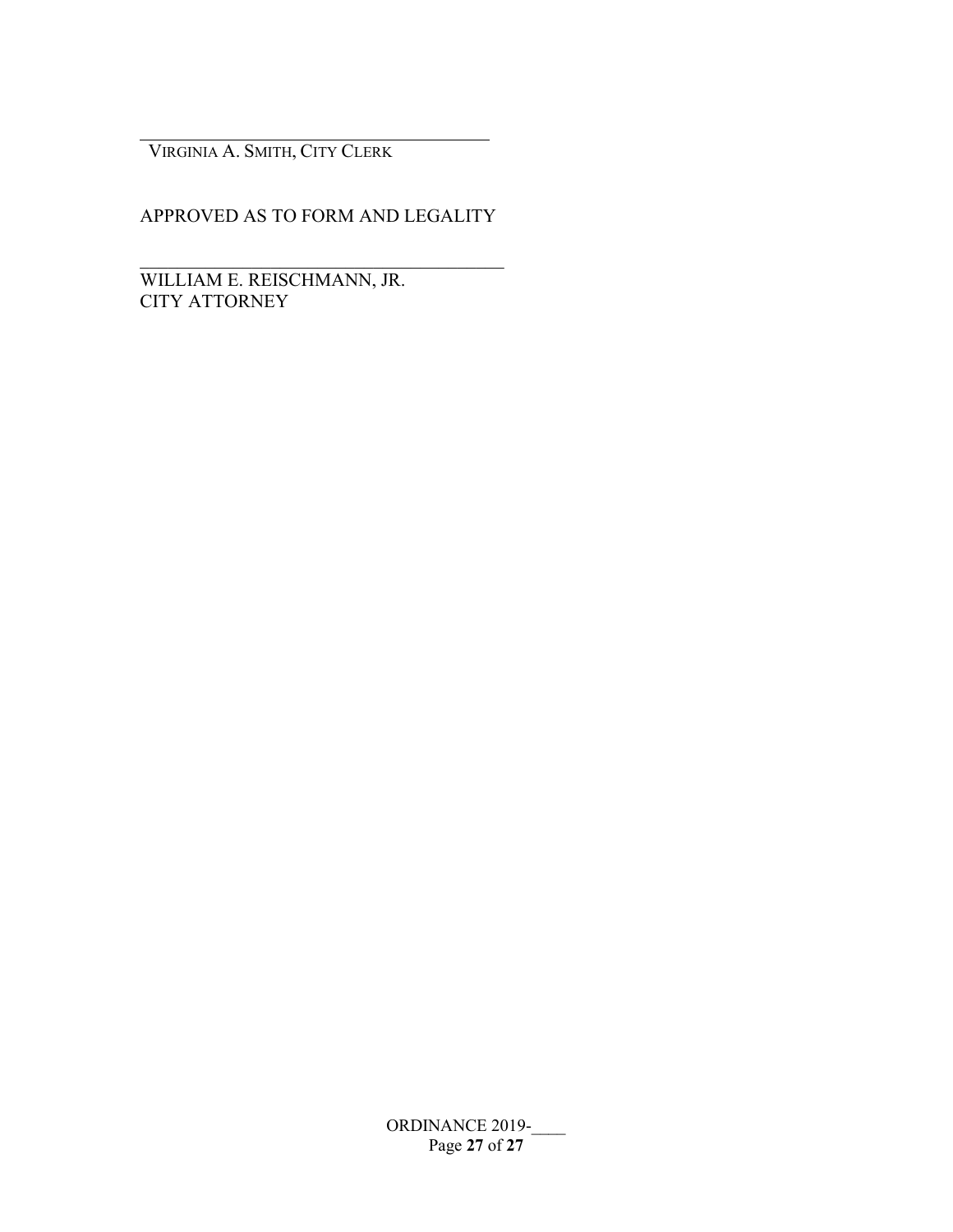\_\_\_\_\_\_\_\_\_\_\_\_\_\_\_\_\_\_\_\_\_\_\_\_\_\_\_\_\_\_\_\_\_\_\_\_\_\_

VIRGINIA A. SMITH, CITY CLERK

APPROVED AS TO FORM AND LEGALITY

\_\_\_\_\_\_\_\_\_\_\_\_\_\_\_\_\_\_\_\_\_\_\_\_\_\_\_\_\_\_\_\_\_\_\_\_\_\_\_\_

WILLIAM E. REISCHMANN, JR.
CITY ATTORNEY

ORDINANCE 2019-____